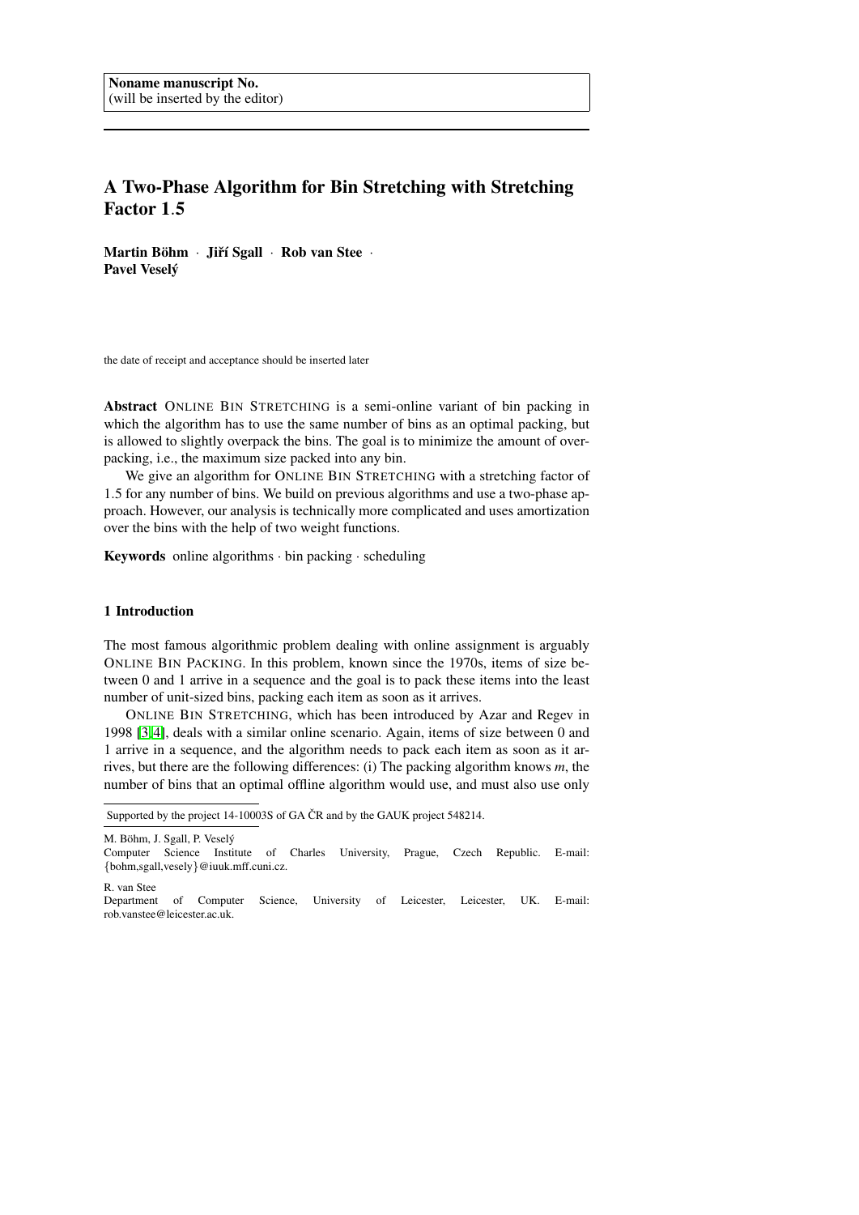Noname manuscript No.
(will be inserted by the editor)

# A Two-Phase Algorithm for Bin Stretching with Stretching Factor 1.5

**Martin Böhm** · **Jiří Sgall** · **Rob van Stee** · **Pavel Veselý**

the date of receipt and acceptance should be inserted later

**Abstract** ONLINE BIN STRETCHING is a semi-online variant of bin packing in which the algorithm has to use the same number of bins as an optimal packing, but is allowed to slightly overpack the bins. The goal is to minimize the amount of overpacking, i.e., the maximum size packed into any bin.

We give an algorithm for ONLINE BIN STRETCHING with a stretching factor of 1.5 for any number of bins. We build on previous algorithms and use a two-phase approach. However, our analysis is technically more complicated and uses amortization over the bins with the help of two weight functions.

**Keywords** online algorithms · bin packing · scheduling

## 1 Introduction

The most famous algorithmic problem dealing with online assignment is arguably ONLINE BIN PACKING. In this problem, known since the 1970s, items of size between 0 and 1 arrive in a sequence and the goal is to pack these items into the least number of unit-sized bins, packing each item as soon as it arrives.

ONLINE BIN STRETCHING, which has been introduced by Azar and Regev in 1998 [3,4], deals with a similar online scenario. Again, items of size between 0 and 1 arrive in a sequence, and the algorithm needs to pack each item as soon as it arrives, but there are the following differences: (i) The packing algorithm knows $m$, the number of bins that an optimal offline algorithm would use, and must also use only

Supported by the project 14-10003S of GA ČR and by the GAUK project 548214.

M. Böhm, J. Sgall, P. Veselý
Computer Science Institute of Charles University, Prague, Czech Republic. E-mail: {bohm,sgall,vesely}@iuuk.mff.cuni.cz.

R. van Stee
Department of Computer Science, University of Leicester, Leicester, UK. E-mail: rob.vanstee@leicester.ac.uk.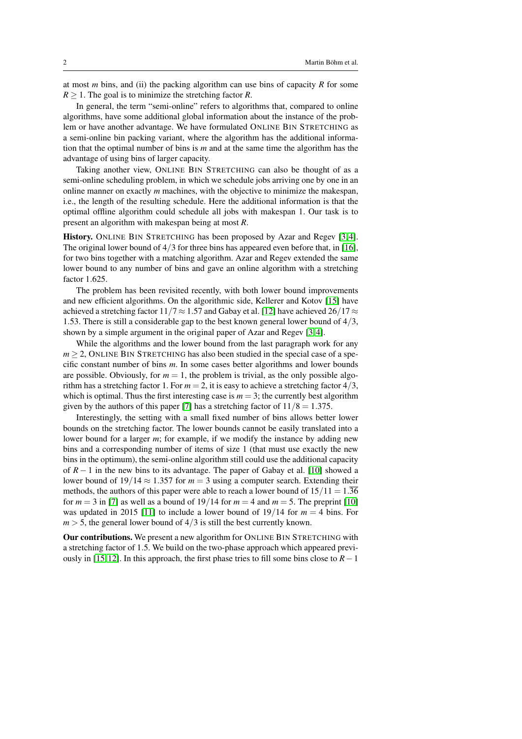at most $m$ bins, and (ii) the packing algorithm can use bins of capacity $R$ for some $R \geq 1$. The goal is to minimize the stretching factor $R$.

In general, the term "semi-online" refers to algorithms that, compared to online algorithms, have some additional global information about the instance of the problem or have another advantage. We have formulated ONLINE BIN STRETCHING as a semi-online bin packing variant, where the algorithm has the additional information that the optimal number of bins is $m$ and at the same time the algorithm has the advantage of using bins of larger capacity.

Taking another view, ONLINE BIN STRETCHING can also be thought of as a semi-online scheduling problem, in which we schedule jobs arriving one by one in an online manner on exactly $m$ machines, with the objective to minimize the makespan, i.e., the length of the resulting schedule. Here the additional information is that the optimal offline algorithm could schedule all jobs with makespan 1. Our task is to present an algorithm with makespan being at most $R$.

**History.** ONLINE BIN STRETCHING has been proposed by Azar and Regev [3,4]. The original lower bound of $4/3$ for three bins has appeared even before that, in [16], for two bins together with a matching algorithm. Azar and Regev extended the same lower bound to any number of bins and gave an online algorithm with a stretching factor 1.625.

The problem has been revisited recently, with both lower bound improvements and new efficient algorithms. On the algorithmic side, Kellerer and Kotov [15] have achieved a stretching factor $11/7 \approx 1.57$ and Gabay et al. [12] have achieved $26/17 \approx 1.53$. There is still a considerable gap to the best known general lower bound of $4/3$, shown by a simple argument in the original paper of Azar and Regev [3,4].

While the algorithms and the lower bound from the last paragraph work for any $m \geq 2$, ONLINE BIN STRETCHING has also been studied in the special case of a specific constant number of bins $m$. In some cases better algorithms and lower bounds are possible. Obviously, for $m = 1$, the problem is trivial, as the only possible algorithm has a stretching factor 1. For $m = 2$, it is easy to achieve a stretching factor $4/3$, which is optimal. Thus the first interesting case is $m = 3$; the currently best algorithm given by the authors of this paper [7] has a stretching factor of $11/8 = 1.375$.

Interestingly, the setting with a small fixed number of bins allows better lower bounds on the stretching factor. The lower bounds cannot be easily translated into a lower bound for a larger $m$; for example, if we modify the instance by adding new bins and a corresponding number of items of size 1 (that must use exactly the new bins in the optimum), the semi-online algorithm still could use the additional capacity of $R - 1$ in the new bins to its advantage. The paper of Gabay et al. [10] showed a lower bound of $19/14 \approx 1.357$ for $m = 3$ using a computer search. Extending their methods, the authors of this paper were able to reach a lower bound of $15/11 = 1.\overline{36}$ for $m = 3$ in [7] as well as a bound of $19/14$ for $m = 4$ and $m = 5$. The preprint [10] was updated in 2015 [11] to include a lower bound of $19/14$ for $m = 4$ bins. For $m > 5$, the general lower bound of $4/3$ is still the best currently known.

**Our contributions.** We present a new algorithm for ONLINE BIN STRETCHING with a stretching factor of 1.5. We build on the two-phase approach which appeared previously in [15,12]. In this approach, the first phase tries to fill some bins close to $R - 1$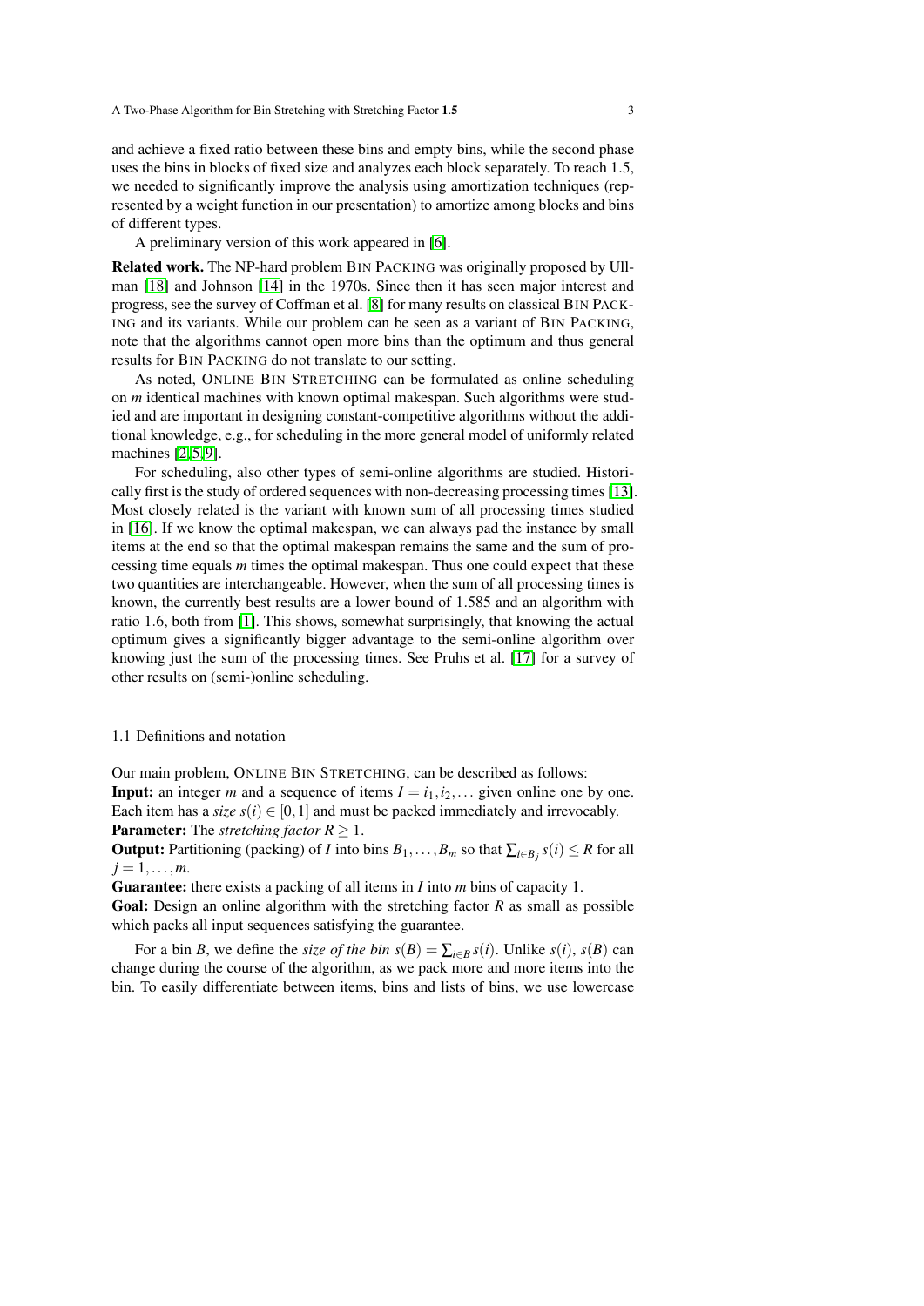and achieve a fixed ratio between these bins and empty bins, while the second phase uses the bins in blocks of fixed size and analyzes each block separately. To reach 1.5, we needed to significantly improve the analysis using amortization techniques (represented by a weight function in our presentation) to amortize among blocks and bins of different types.

A preliminary version of this work appeared in [6].

**Related work.** The NP-hard problem BIN PACKING was originally proposed by Ullman [18] and Johnson [14] in the 1970s. Since then it has seen major interest and progress, see the survey of Coffman et al. [8] for many results on classical BIN PACKING and its variants. While our problem can be seen as a variant of BIN PACKING, note that the algorithms cannot open more bins than the optimum and thus general results for BIN PACKING do not translate to our setting.

As noted, ONLINE BIN STRETCHING can be formulated as online scheduling on $m$ identical machines with known optimal makespan. Such algorithms were studied and are important in designing constant-competitive algorithms without the additional knowledge, e.g., for scheduling in the more general model of uniformly related machines [2,5,9].

For scheduling, also other types of semi-online algorithms are studied. Historically first is the study of ordered sequences with non-decreasing processing times [13]. Most closely related is the variant with known sum of all processing times studied in [16]. If we know the optimal makespan, we can always pad the instance by small items at the end so that the optimal makespan remains the same and the sum of processing time equals $m$ times the optimal makespan. Thus one could expect that these two quantities are interchangeable. However, when the sum of all processing times is known, the currently best results are a lower bound of 1.585 and an algorithm with ratio 1.6, both from [1]. This shows, somewhat surprisingly, that knowing the actual optimum gives a significantly bigger advantage to the semi-online algorithm over knowing just the sum of the processing times. See Pruhs et al. [17] for a survey of other results on (semi-)online scheduling.

## 1.1 Definitions and notation

Our main problem, ONLINE BIN STRETCHING, can be described as follows:
**Input:** an integer $m$ and a sequence of items $I = i_1, i_2, \ldots$ given online one by one. Each item has a *size* $s(i) \in [0,1]$ and must be packed immediately and irrevocably.
**Parameter:** The *stretching factor* $R \geq 1$.
**Output:** Partitioning (packing) of $I$ into bins $B_1, \ldots, B_m$ so that $\sum_{i \in B_j} s(i) \leq R$ for all $j = 1, \ldots, m$.
**Guarantee:** there exists a packing of all items in $I$ into $m$ bins of capacity 1.
**Goal:** Design an online algorithm with the stretching factor $R$ as small as possible which packs all input sequences satisfying the guarantee.

For a bin $B$, we define the *size of the bin* $s(B) = \sum_{i \in B} s(i)$. Unlike $s(i)$, $s(B)$ can change during the course of the algorithm, as we pack more and more items into the bin. To easily differentiate between items, bins and lists of bins, we use lowercase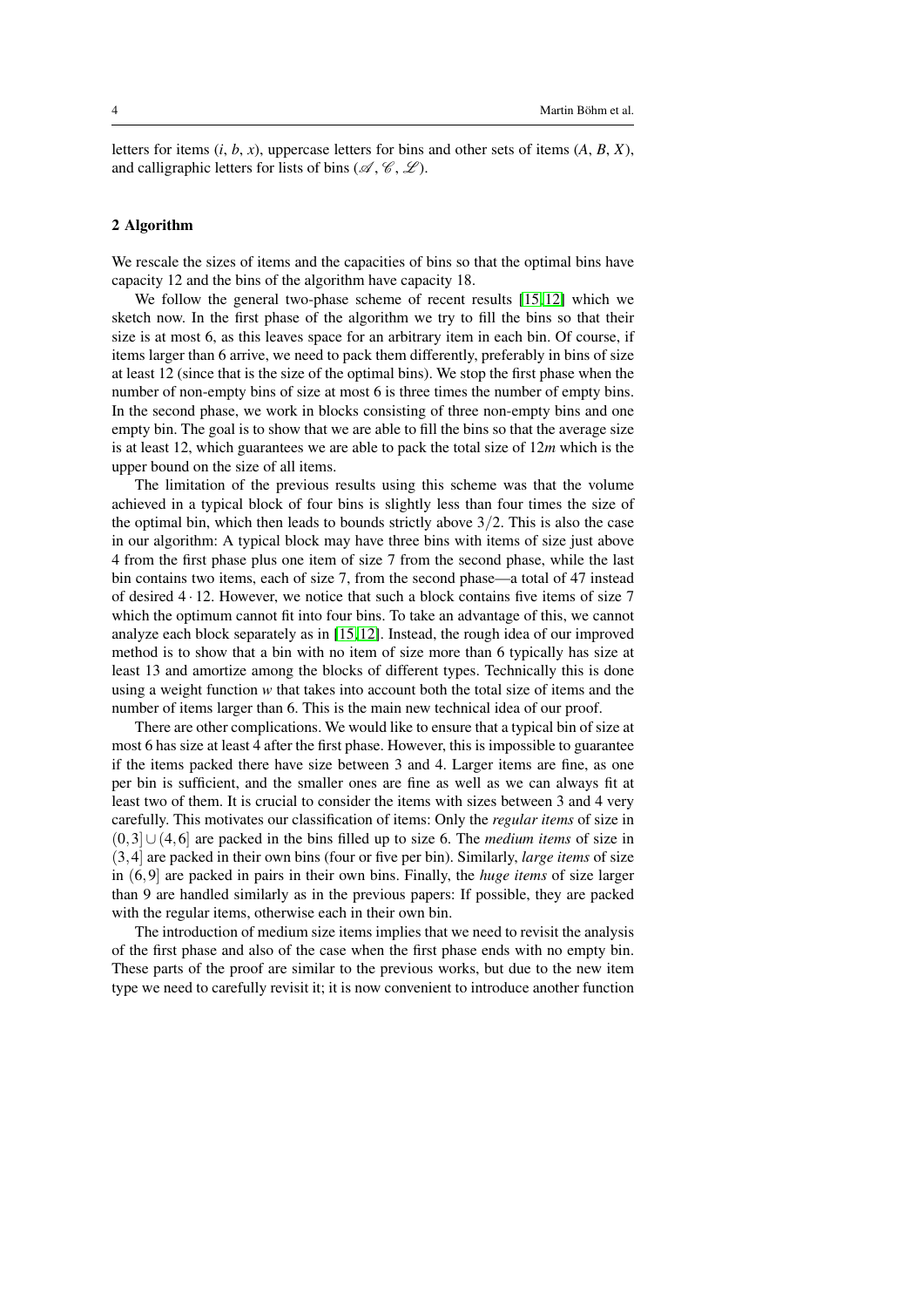letters for items ($i$, $b$, $x$), uppercase letters for bins and other sets of items ($A$, $B$, $X$), and calligraphic letters for lists of bins ($\mathscr{A}$, $\mathscr{C}$, $\mathscr{L}$).

## 2 Algorithm

We rescale the sizes of items and the capacities of bins so that the optimal bins have capacity 12 and the bins of the algorithm have capacity 18.

We follow the general two-phase scheme of recent results [15,12] which we sketch now. In the first phase of the algorithm we try to fill the bins so that their size is at most 6, as this leaves space for an arbitrary item in each bin. Of course, if items larger than 6 arrive, we need to pack them differently, preferably in bins of size at least 12 (since that is the size of the optimal bins). We stop the first phase when the number of non-empty bins of size at most 6 is three times the number of empty bins. In the second phase, we work in blocks consisting of three non-empty bins and one empty bin. The goal is to show that we are able to fill the bins so that the average size is at least 12, which guarantees we are able to pack the total size of $12m$ which is the upper bound on the size of all items.

The limitation of the previous results using this scheme was that the volume achieved in a typical block of four bins is slightly less than four times the size of the optimal bin, which then leads to bounds strictly above $3/2$. This is also the case in our algorithm: A typical block may have three bins with items of size just above 4 from the first phase plus one item of size 7 from the second phase, while the last bin contains two items, each of size 7, from the second phase—a total of 47 instead of desired $4 \cdot 12$. However, we notice that such a block contains five items of size 7 which the optimum cannot fit into four bins. To take an advantage of this, we cannot analyze each block separately as in [15,12]. Instead, the rough idea of our improved method is to show that a bin with no item of size more than 6 typically has size at least 13 and amortize among the blocks of different types. Technically this is done using a weight function $w$ that takes into account both the total size of items and the number of items larger than 6. This is the main new technical idea of our proof.

There are other complications. We would like to ensure that a typical bin of size at most 6 has size at least 4 after the first phase. However, this is impossible to guarantee if the items packed there have size between 3 and 4. Larger items are fine, as one per bin is sufficient, and the smaller ones are fine as well as we can always fit at least two of them. It is crucial to consider the items with sizes between 3 and 4 very carefully. This motivates our classification of items: Only the *regular items* of size in $(0,3] \cup (4,6]$ are packed in the bins filled up to size 6. The *medium items* of size in $(3,4]$ are packed in their own bins (four or five per bin). Similarly, *large items* of size in $(6,9]$ are packed in pairs in their own bins. Finally, the *huge items* of size larger than 9 are handled similarly as in the previous papers: If possible, they are packed with the regular items, otherwise each in their own bin.

The introduction of medium size items implies that we need to revisit the analysis of the first phase and also of the case when the first phase ends with no empty bin. These parts of the proof are similar to the previous works, but due to the new item type we need to carefully revisit it; it is now convenient to introduce another function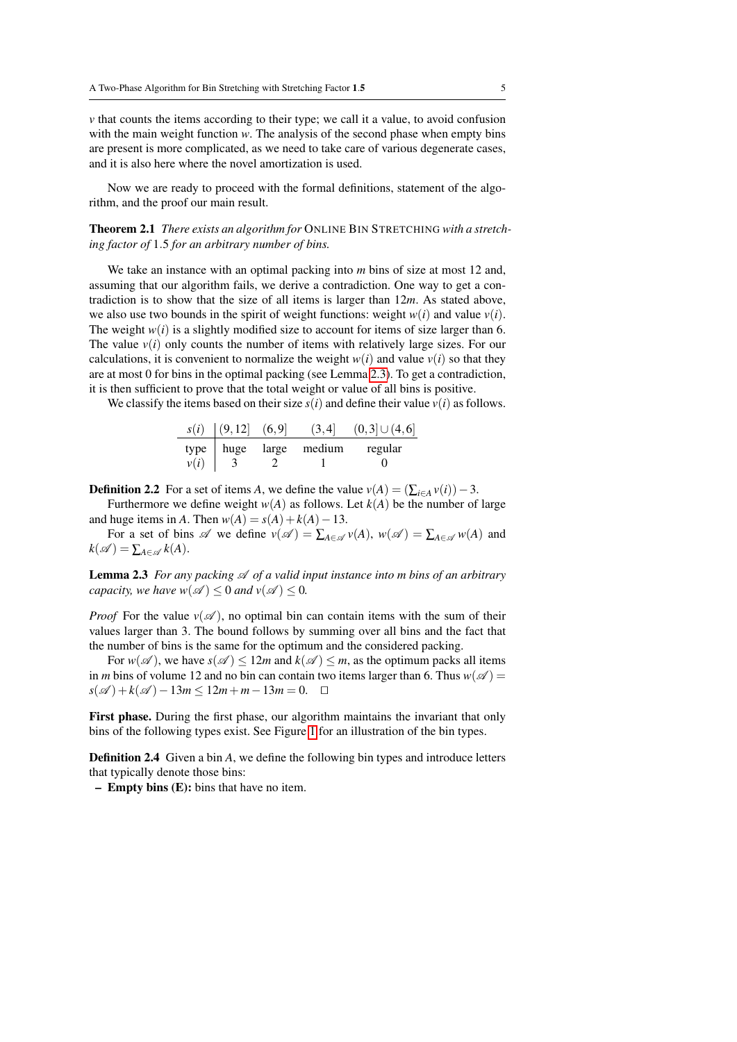$v$ that counts the items according to their type; we call it a value, to avoid confusion with the main weight function $w$. The analysis of the second phase when empty bins are present is more complicated, as we need to take care of various degenerate cases, and it is also here where the novel amortization is used.

Now we are ready to proceed with the formal definitions, statement of the algorithm, and the proof our main result.

**Theorem 2.1** *There exists an algorithm for* Online Bin Stretching *with a stretching factor of* 1.5 *for an arbitrary number of bins.*

We take an instance with an optimal packing into $m$ bins of size at most 12 and, assuming that our algorithm fails, we derive a contradiction. One way to get a contradiction is to show that the size of all items is larger than $12m$. As stated above, we also use two bounds in the spirit of weight functions: weight $w(i)$ and value $v(i)$. The weight $w(i)$ is a slightly modified size to account for items of size larger than 6. The value $v(i)$ only counts the number of items with relatively large sizes. For our calculations, it is convenient to normalize the weight $w(i)$ and value $v(i)$ so that they are at most 0 for bins in the optimal packing (see Lemma 2.3). To get a contradiction, it is then sufficient to prove that the total weight or value of all bins is positive.

We classify the items based on their size $s(i)$ and define their value $v(i)$ as follows.

| $s(i)$ | $(9,12]$ | $(6,9]$ | $(3,4]$ | $(0,3]\cup(4,6]$ |
|---|---|---|---|---|
| type | huge | large | medium | regular |
| $v(i)$ | 3 | 2 | 1 | 0 |

**Definition 2.2** For a set of items $A$, we define the value $v(A) = (\sum_{i\in A} v(i)) - 3$.

Furthermore we define weight $w(A)$ as follows. Let $k(A)$ be the number of large and huge items in $A$. Then $w(A) = s(A) + k(A) - 13$.

For a set of bins $\mathscr{A}$ we define $v(\mathscr{A}) = \sum_{A\in\mathscr{A}} v(A)$, $w(\mathscr{A}) = \sum_{A\in\mathscr{A}} w(A)$ and $k(\mathscr{A}) = \sum_{A\in\mathscr{A}} k(A)$.

**Lemma 2.3** *For any packing $\mathscr{A}$ of a valid input instance into $m$ bins of an arbitrary capacity, we have $w(\mathscr{A}) \le 0$ and $v(\mathscr{A}) \le 0$.*

*Proof* For the value $v(\mathscr{A})$, no optimal bin can contain items with the sum of their values larger than 3. The bound follows by summing over all bins and the fact that the number of bins is the same for the optimum and the considered packing.

For $w(\mathscr{A})$, we have $s(\mathscr{A}) \le 12m$ and $k(\mathscr{A}) \le m$, as the optimum packs all items in $m$ bins of volume 12 and no bin can contain two items larger than 6. Thus $w(\mathscr{A}) = s(\mathscr{A}) + k(\mathscr{A}) - 13m \le 12m + m - 13m = 0$. $\square$

**First phase.** During the first phase, our algorithm maintains the invariant that only bins of the following types exist. See Figure 1 for an illustration of the bin types.

**Definition 2.4** Given a bin $A$, we define the following bin types and introduce letters that typically denote those bins:

- **Empty bins (E):** bins that have no item.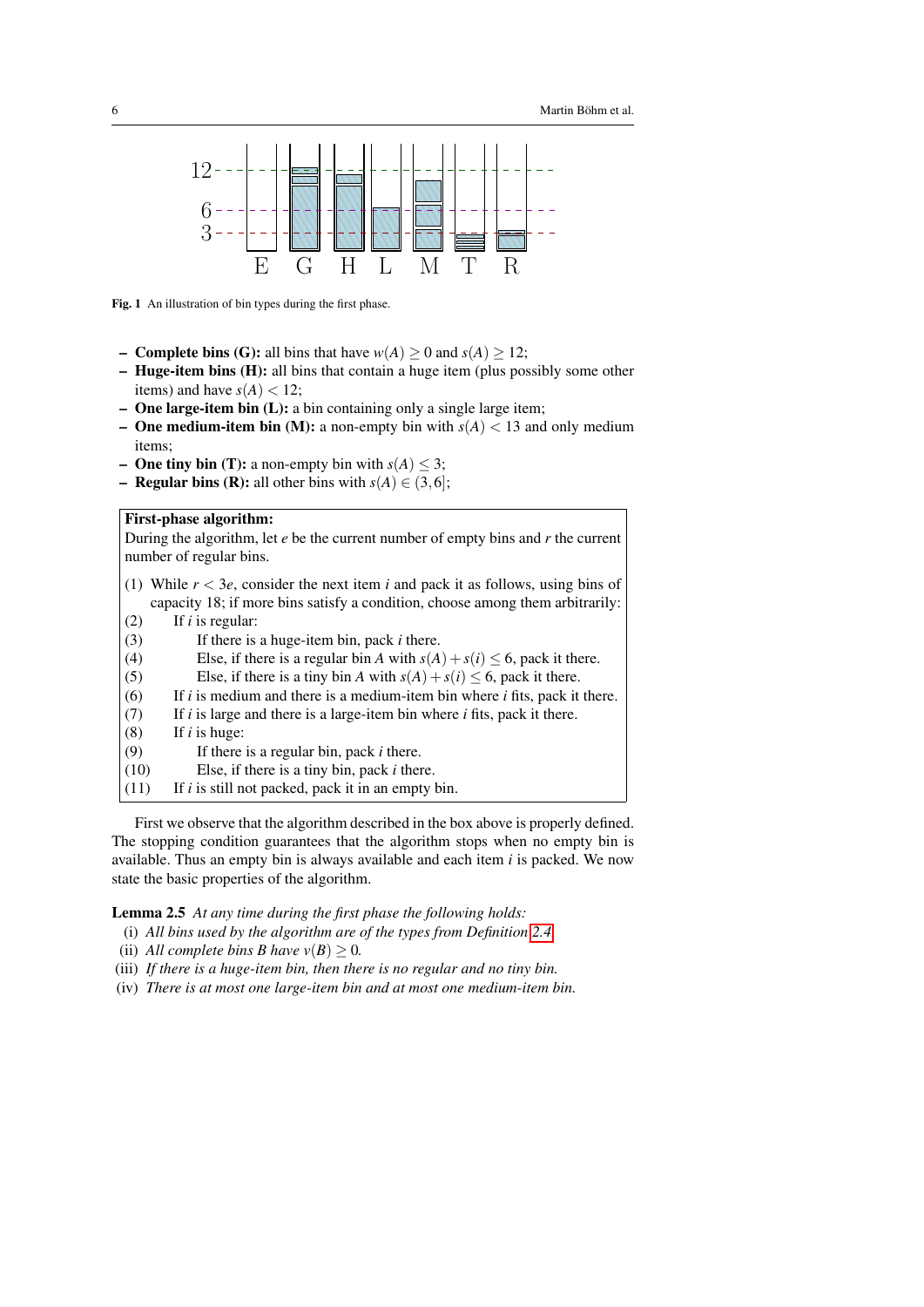Fig. 1 An illustration of bin types during the first phase.

- **Complete bins (G):** all bins that have $w(A) \geq 0$ and $s(A) \geq 12$;
- **Huge-item bins (H):** all bins that contain a huge item (plus possibly some other items) and have $s(A) < 12$;
- **One large-item bin (L):** a bin containing only a single large item;
- **One medium-item bin (M):** a non-empty bin with $s(A) < 13$ and only medium items;
- **One tiny bin (T):** a non-empty bin with $s(A) \leq 3$;
- **Regular bins (R):** all other bins with $s(A) \in (3, 6]$;

**First-phase algorithm:**

During the algorithm, let $e$ be the current number of empty bins and $r$ the current number of regular bins.

(1) While $r < 3e$, consider the next item $i$ and pack it as follows, using bins of capacity 18; if more bins satisfy a condition, choose among them arbitrarily:
(2) If $i$ is regular:
(3) If there is a huge-item bin, pack $i$ there.
(4) Else, if there is a regular bin $A$ with $s(A) + s(i) \leq 6$, pack it there.
(5) Else, if there is a tiny bin $A$ with $s(A) + s(i) \leq 6$, pack it there.
(6) If $i$ is medium and there is a medium-item bin where $i$ fits, pack it there.
(7) If $i$ is large and there is a large-item bin where $i$ fits, pack it there.
(8) If $i$ is huge:
(9) If there is a regular bin, pack $i$ there.
(10) Else, if there is a tiny bin, pack $i$ there.
(11) If $i$ is still not packed, pack it in an empty bin.

First we observe that the algorithm described in the box above is properly defined. The stopping condition guarantees that the algorithm stops when no empty bin is available. Thus an empty bin is always available and each item $i$ is packed. We now state the basic properties of the algorithm.

**Lemma 2.5** *At any time during the first phase the following holds:*

(i) *All bins used by the algorithm are of the types from Definition 2.4.*
(ii) *All complete bins $B$ have $v(B) \geq 0$.*
(iii) *If there is a huge-item bin, then there is no regular and no tiny bin.*
(iv) *There is at most one large-item bin and at most one medium-item bin.*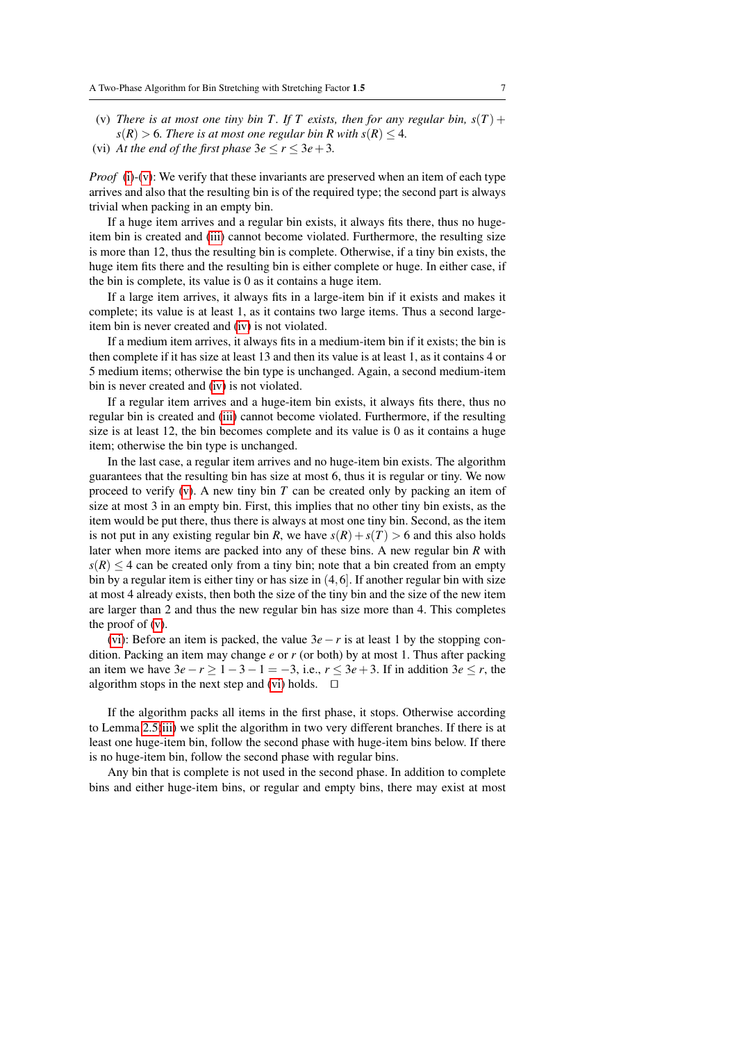(v) *There is at most one tiny bin $T$. If $T$ exists, then for any regular bin, $s(T) + s(R) > 6$. There is at most one regular bin $R$ with $s(R) \leq 4$.*

(vi) *At the end of the first phase $3e \leq r \leq 3e + 3$.*

*Proof* (i)-(v): We verify that these invariants are preserved when an item of each type arrives and also that the resulting bin is of the required type; the second part is always trivial when packing in an empty bin.

If a huge item arrives and a regular bin exists, it always fits there, thus no huge-item bin is created and (iii) cannot become violated. Furthermore, the resulting size is more than 12, thus the resulting bin is complete. Otherwise, if a tiny bin exists, the huge item fits there and the resulting bin is either complete or huge. In either case, if the bin is complete, its value is 0 as it contains a huge item.

If a large item arrives, it always fits in a large-item bin if it exists and makes it complete; its value is at least 1, as it contains two large items. Thus a second large-item bin is never created and (iv) is not violated.

If a medium item arrives, it always fits in a medium-item bin if it exists; the bin is then complete if it has size at least 13 and then its value is at least 1, as it contains 4 or 5 medium items; otherwise the bin type is unchanged. Again, a second medium-item bin is never created and (iv) is not violated.

If a regular item arrives and a huge-item bin exists, it always fits there, thus no regular bin is created and (iii) cannot become violated. Furthermore, if the resulting size is at least 12, the bin becomes complete and its value is 0 as it contains a huge item; otherwise the bin type is unchanged.

In the last case, a regular item arrives and no huge-item bin exists. The algorithm guarantees that the resulting bin has size at most 6, thus it is regular or tiny. We now proceed to verify (v). A new tiny bin $T$ can be created only by packing an item of size at most 3 in an empty bin. First, this implies that no other tiny bin exists, as the item would be put there, thus there is always at most one tiny bin. Second, as the item is not put in any existing regular bin $R$, we have $s(R) + s(T) > 6$ and this also holds later when more items are packed into any of these bins. A new regular bin $R$ with $s(R) \leq 4$ can be created only from a tiny bin; note that a bin created from an empty bin by a regular item is either tiny or has size in $(4, 6]$. If another regular bin with size at most 4 already exists, then both the size of the tiny bin and the size of the new item are larger than 2 and thus the new regular bin has size more than 4. This completes the proof of (v).

(vi): Before an item is packed, the value $3e - r$ is at least 1 by the stopping condition. Packing an item may change $e$ or $r$ (or both) by at most 1. Thus after packing an item we have $3e - r \geq 1 - 3 - 1 = -3$, i.e., $r \leq 3e + 3$. If in addition $3e \leq r$, the algorithm stops in the next step and (vi) holds. $\square$

If the algorithm packs all items in the first phase, it stops. Otherwise according to Lemma 2.5(iii) we split the algorithm in two very different branches. If there is at least one huge-item bin, follow the second phase with huge-item bins below. If there is no huge-item bin, follow the second phase with regular bins.

Any bin that is complete is not used in the second phase. In addition to complete bins and either huge-item bins, or regular and empty bins, there may exist at most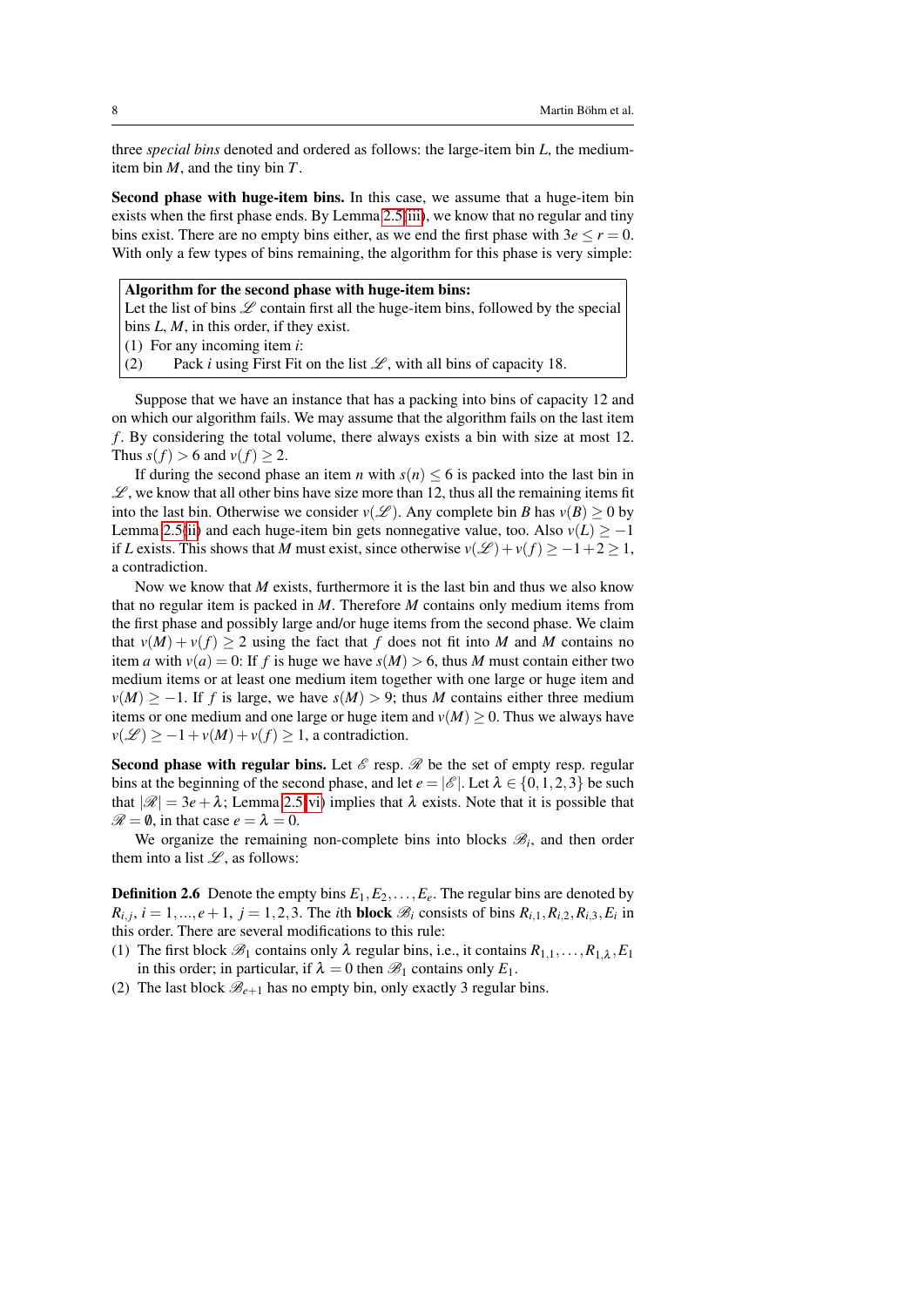three *special bins* denoted and ordered as follows: the large-item bin $L$, the medium-item bin $M$, and the tiny bin $T$.

**Second phase with huge-item bins.** In this case, we assume that a huge-item bin exists when the first phase ends. By Lemma 2.5(iii), we know that no regular and tiny bins exist. There are no empty bins either, as we end the first phase with $3e \leq r = 0$. With only a few types of bins remaining, the algorithm for this phase is very simple:

> **Algorithm for the second phase with huge-item bins:**
> Let the list of bins $\mathscr{L}$ contain first all the huge-item bins, followed by the special bins $L$, $M$, in this order, if they exist.
> (1) For any incoming item $i$:
> (2) Pack $i$ using First Fit on the list $\mathscr{L}$, with all bins of capacity 18.

Suppose that we have an instance that has a packing into bins of capacity 12 and on which our algorithm fails. We may assume that the algorithm fails on the last item $f$. By considering the total volume, there always exists a bin with size at most 12. Thus $s(f) > 6$ and $v(f) \geq 2$.

If during the second phase an item $n$ with $s(n) \leq 6$ is packed into the last bin in $\mathscr{L}$, we know that all other bins have size more than 12, thus all the remaining items fit into the last bin. Otherwise we consider $v(\mathscr{L})$. Any complete bin $B$ has $v(B) \geq 0$ by Lemma 2.5(ii) and each huge-item bin gets nonnegative value, too. Also $v(L) \geq -1$ if $L$ exists. This shows that $M$ must exist, since otherwise $v(\mathscr{L}) + v(f) \geq -1 + 2 \geq 1$, a contradiction.

Now we know that $M$ exists, furthermore it is the last bin and thus we also know that no regular item is packed in $M$. Therefore $M$ contains only medium items from the first phase and possibly large and/or huge items from the second phase. We claim that $v(M) + v(f) \geq 2$ using the fact that $f$ does not fit into $M$ and $M$ contains no item $a$ with $v(a) = 0$: If $f$ is huge we have $s(M) > 6$, thus $M$ must contain either two medium items or at least one medium item together with one large or huge item and $v(M) \geq -1$. If $f$ is large, we have $s(M) > 9$; thus $M$ contains either three medium items or one medium and one large or huge item and $v(M) \geq 0$. Thus we always have $v(\mathscr{L}) \geq -1 + v(M) + v(f) \geq 1$, a contradiction.

**Second phase with regular bins.** Let $\mathscr{E}$ resp. $\mathscr{R}$ be the set of empty resp. regular bins at the beginning of the second phase, and let $e = |\mathscr{E}|$. Let $\lambda \in \{0,1,2,3\}$ be such that $|\mathscr{R}| = 3e + \lambda$; Lemma 2.5(vi) implies that $\lambda$ exists. Note that it is possible that $\mathscr{R} = \emptyset$, in that case $e = \lambda = 0$.

We organize the remaining non-complete bins into blocks $\mathscr{B}_i$, and then order them into a list $\mathscr{L}$, as follows:

**Definition 2.6** Denote the empty bins $E_1, E_2, \ldots, E_e$. The regular bins are denoted by $R_{i,j}$, $i = 1, ..., e+1$, $j = 1,2,3$. The $i$th **block** $\mathscr{B}_i$ consists of bins $R_{i,1}, R_{i,2}, R_{i,3}, E_i$ in this order. There are several modifications to this rule:

(1) The first block $\mathscr{B}_1$ contains only $\lambda$ regular bins, i.e., it contains $R_{1,1}, \ldots, R_{1,\lambda}, E_1$ in this order; in particular, if $\lambda = 0$ then $\mathscr{B}_1$ contains only $E_1$.
(2) The last block $\mathscr{B}_{e+1}$ has no empty bin, only exactly 3 regular bins.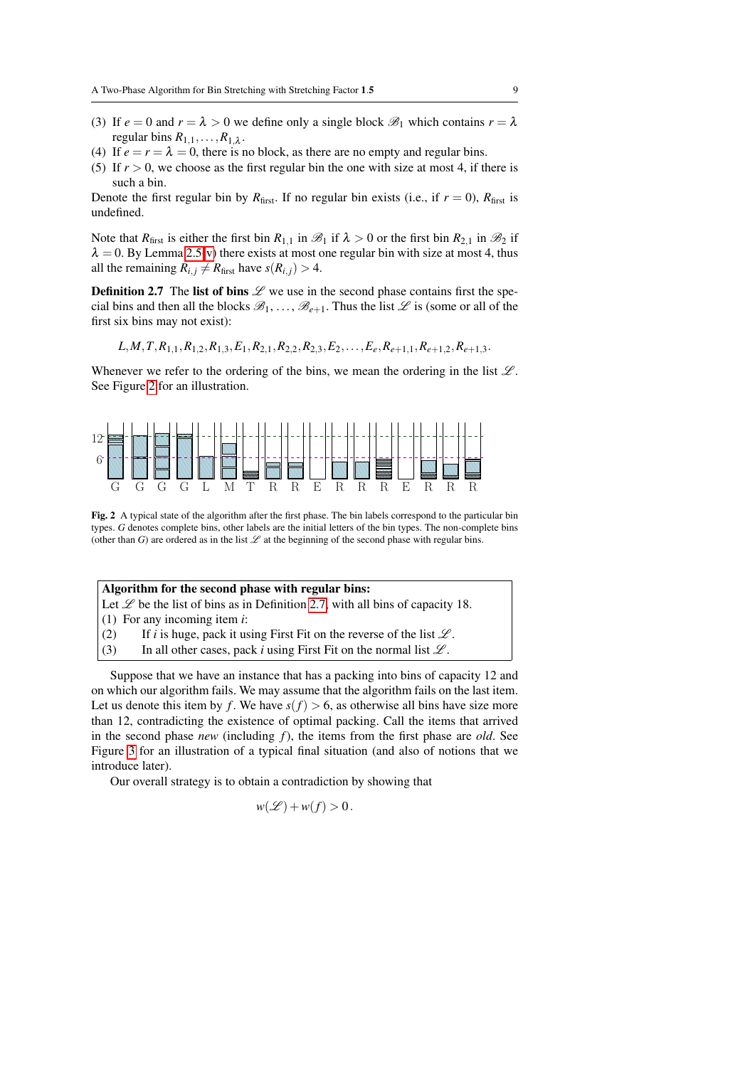(3) If $e = 0$ and $r = \lambda > 0$ we define only a single block $\mathscr{B}_1$ which contains $r = \lambda$ regular bins $R_{1,1}, \ldots, R_{1,\lambda}$.
(4) If $e = r = \lambda = 0$, there is no block, as there are no empty and regular bins.
(5) If $r > 0$, we choose as the first regular bin the one with size at most 4, if there is such a bin.

Denote the first regular bin by $R_{\text{first}}$. If no regular bin exists (i.e., if $r = 0$), $R_{\text{first}}$ is undefined.

Note that $R_{\text{first}}$ is either the first bin $R_{1,1}$ in $\mathscr{B}_1$ if $\lambda > 0$ or the first bin $R_{2,1}$ in $\mathscr{B}_2$ if $\lambda = 0$. By Lemma 2.5(v) there exists at most one regular bin with size at most 4, thus all the remaining $R_{i,j} \neq R_{\text{first}}$ have $s(R_{i,j}) > 4$.

**Definition 2.7** The **list of bins** $\mathscr{L}$ we use in the second phase contains first the special bins and then all the blocks $\mathscr{B}_1, \ldots, \mathscr{B}_{e+1}$. Thus the list $\mathscr{L}$ is (some or all of the first six bins may not exist):

$$L, M, T, R_{1,1}, R_{1,2}, R_{1,3}, E_1, R_{2,1}, R_{2,2}, R_{2,3}, E_2, \ldots, E_e, R_{e+1,1}, R_{e+1,2}, R_{e+1,3}.$$

Whenever we refer to the ordering of the bins, we mean the ordering in the list $\mathscr{L}$. See Figure 2 for an illustration.

**Fig. 2** A typical state of the algorithm after the first phase. The bin labels correspond to the particular bin types. $G$ denotes complete bins, other labels are the initial letters of the bin types. The non-complete bins (other than $G$) are ordered as in the list $\mathscr{L}$ at the beginning of the second phase with regular bins.

> **Algorithm for the second phase with regular bins:**
> Let $\mathscr{L}$ be the list of bins as in Definition 2.7, with all bins of capacity 18.
> (1) For any incoming item $i$:
> (2) If $i$ is huge, pack it using First Fit on the reverse of the list $\mathscr{L}$.
> (3) In all other cases, pack $i$ using First Fit on the normal list $\mathscr{L}$.

Suppose that we have an instance that has a packing into bins of capacity 12 and on which our algorithm fails. We may assume that the algorithm fails on the last item. Let us denote this item by $f$. We have $s(f) > 6$, as otherwise all bins have size more than 12, contradicting the existence of optimal packing. Call the items that arrived in the second phase *new* (including $f$), the items from the first phase are *old*. See Figure 3 for an illustration of a typical final situation (and also of notions that we introduce later).

Our overall strategy is to obtain a contradiction by showing that

$$w(\mathscr{L}) + w(f) > 0\,.$$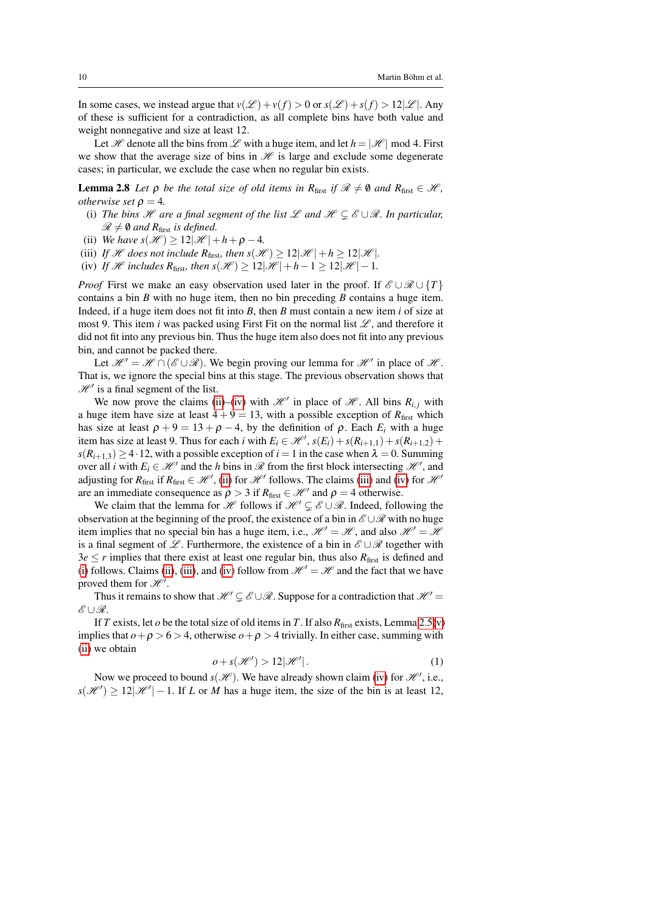In some cases, we instead argue that $v(\mathscr{L}) + v(f) > 0$ or $s(\mathscr{L}) + s(f) > 12|\mathscr{L}|$. Any of these is sufficient for a contradiction, as all complete bins have both value and weight nonnegative and size at least 12.

Let $\mathscr{H}$ denote all the bins from $\mathscr{L}$ with a huge item, and let $h = |\mathscr{H}| \bmod 4$. First we show that the average size of bins in $\mathscr{H}$ is large and exclude some degenerate cases; in particular, we exclude the case when no regular bin exists.

**Lemma 2.8** *Let $\rho$ be the total size of old items in $R_{\text{first}}$ if $\mathscr{R} \neq \emptyset$ and $R_{\text{first}} \in \mathscr{H}$, otherwise set $\rho = 4$.*

- (i) *The bins $\mathscr{H}$ are a final segment of the list $\mathscr{L}$ and $\mathscr{H} \subsetneq \mathscr{E} \cup \mathscr{R}$. In particular, $\mathscr{R} \neq \emptyset$ and $R_{\text{first}}$ is defined.*
- (ii) *We have $s(\mathscr{H}) \geq 12|\mathscr{H}| + h + \rho - 4$.*
- (iii) *If $\mathscr{H}$ does not include $R_{\text{first}}$, then $s(\mathscr{H}) \geq 12|\mathscr{H}| + h \geq 12|\mathscr{H}|$.*
- (iv) *If $\mathscr{H}$ includes $R_{\text{first}}$, then $s(\mathscr{H}) \geq 12|\mathscr{H}| + h - 1 \geq 12|\mathscr{H}| - 1$.*

*Proof* First we make an easy observation used later in the proof. If $\mathscr{E} \cup \mathscr{R} \cup \{T\}$ contains a bin $B$ with no huge item, then no bin preceding $B$ contains a huge item. Indeed, if a huge item does not fit into $B$, then $B$ must contain a new item $i$ of size at most 9. This item $i$ was packed using First Fit on the normal list $\mathscr{L}$, and therefore it did not fit into any previous bin. Thus the huge item also does not fit into any previous bin, and cannot be packed there.

Let $\mathscr{H}' = \mathscr{H} \cap (\mathscr{E} \cup \mathscr{R})$. We begin proving our lemma for $\mathscr{H}'$ in place of $\mathscr{H}$. That is, we ignore the special bins at this stage. The previous observation shows that $\mathscr{H}'$ is a final segment of the list.

We now prove the claims (ii)–(iv) with $\mathscr{H}'$ in place of $\mathscr{H}$. All bins $R_{i,j}$ with a huge item have size at least $4 + 9 = 13$, with a possible exception of $R_{\text{first}}$ which has size at least $\rho + 9 = 13 + \rho - 4$, by the definition of $\rho$. Each $E_i$ with a huge item has size at least 9. Thus for each $i$ with $E_i \in \mathscr{H}'$, $s(E_i) + s(R_{i+1,1}) + s(R_{i+1,2}) + s(R_{i+1,3}) \geq 4 \cdot 12$, with a possible exception of $i = 1$ in the case when $\lambda = 0$. Summing over all $i$ with $E_i \in \mathscr{H}'$ and the $h$ bins in $\mathscr{R}$ from the first block intersecting $\mathscr{H}'$, and adjusting for $R_{\text{first}}$ if $R_{\text{first}} \in \mathscr{H}'$, (ii) for $\mathscr{H}'$ follows. The claims (iii) and (iv) for $\mathscr{H}'$ are an immediate consequence as $\rho > 3$ if $R_{\text{first}} \in \mathscr{H}'$ and $\rho = 4$ otherwise.

We claim that the lemma for $\mathscr{H}$ follows if $\mathscr{H}' \subsetneq \mathscr{E} \cup \mathscr{R}$. Indeed, following the observation at the beginning of the proof, the existence of a bin in $\mathscr{E} \cup \mathscr{R}$ with no huge item implies that no special bin has a huge item, i.e., $\mathscr{H}' = \mathscr{H}$, and also $\mathscr{H}' = \mathscr{H}$ is a final segment of $\mathscr{L}$. Furthermore, the existence of a bin in $\mathscr{E} \cup \mathscr{R}$ together with $3e \leq r$ implies that there exist at least one regular bin, thus also $R_{\text{first}}$ is defined and (i) follows. Claims (ii), (iii), and (iv) follow from $\mathscr{H}' = \mathscr{H}$ and the fact that we have proved them for $\mathscr{H}'$.

Thus it remains to show that $\mathscr{H}' \subsetneq \mathscr{E} \cup \mathscr{R}$. Suppose for a contradiction that $\mathscr{H}' = \mathscr{E} \cup \mathscr{R}$.

If $T$ exists, let $o$ be the total size of old items in $T$. If also $R_{\text{first}}$ exists, Lemma 2.5(v) implies that $o + \rho > 6 > 4$, otherwise $o + \rho > 4$ trivially. In either case, summing with (ii) we obtain

$$o + s(\mathscr{H}') > 12|\mathscr{H}'|. \tag{1}$$

Now we proceed to bound $s(\mathscr{H})$. We have already shown claim (iv) for $\mathscr{H}'$, i.e., $s(\mathscr{H}') \geq 12|\mathscr{H}'| - 1$. If $L$ or $M$ has a huge item, the size of the bin is at least 12,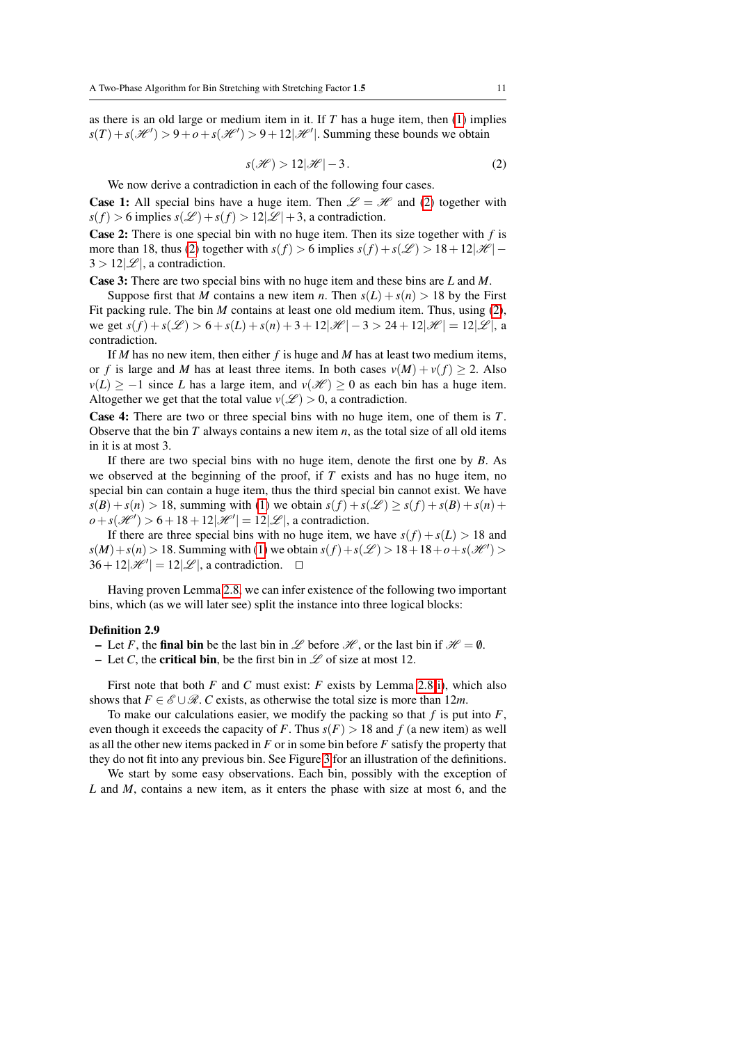as there is an old large or medium item in it. If $T$ has a huge item, then (1) implies $s(T) + s(\mathcal{H}') > 9 + o + s(\mathcal{H}') > 9 + 12|\mathcal{H}'|$. Summing these bounds we obtain

$$s(\mathcal{H}) > 12|\mathcal{H}| - 3\,. \tag{2}$$

We now derive a contradiction in each of the following four cases.

**Case 1:** All special bins have a huge item. Then $\mathcal{L} = \mathcal{H}$ and (2) together with $s(f) > 6$ implies $s(\mathcal{L}) + s(f) > 12|\mathcal{L}| + 3$, a contradiction.

**Case 2:** There is one special bin with no huge item. Then its size together with $f$ is more than 18, thus (2) together with $s(f) > 6$ implies $s(f) + s(\mathcal{L}) > 18 + 12|\mathcal{H}| - 3 > 12|\mathcal{L}|$, a contradiction.

**Case 3:** There are two special bins with no huge item and these bins are $L$ and $M$.

Suppose first that $M$ contains a new item $n$. Then $s(L) + s(n) > 18$ by the First Fit packing rule. The bin $M$ contains at least one old medium item. Thus, using (2), we get $s(f) + s(\mathcal{L}) > 6 + s(L) + s(n) + 3 + 12|\mathcal{H}| - 3 > 24 + 12|\mathcal{H}| = 12|\mathcal{L}|$, a contradiction.

If $M$ has no new item, then either $f$ is huge and $M$ has at least two medium items, or $f$ is large and $M$ has at least three items. In both cases $v(M) + v(f) \geq 2$. Also $v(L) \geq -1$ since $L$ has a large item, and $v(\mathcal{H}) \geq 0$ as each bin has a huge item. Altogether we get that the total value $v(\mathcal{L}) > 0$, a contradiction.

**Case 4:** There are two or three special bins with no huge item, one of them is $T$. Observe that the bin $T$ always contains a new item $n$, as the total size of all old items in it is at most 3.

If there are two special bins with no huge item, denote the first one by $B$. As we observed at the beginning of the proof, if $T$ exists and has no huge item, no special bin can contain a huge item, thus the third special bin cannot exist. We have $s(B) + s(n) > 18$, summing with (1) we obtain $s(f) + s(\mathcal{L}) \geq s(f) + s(B) + s(n) + o + s(\mathcal{H}') > 6 + 18 + 12|\mathcal{H}'| = 12|\mathcal{L}|$, a contradiction.

If there are three special bins with no huge item, we have $s(f) + s(L) > 18$ and $s(M) + s(n) > 18$. Summing with (1) we obtain $s(f) + s(\mathcal{L}) > 18 + 18 + o + s(\mathcal{H}') > 36 + 12|\mathcal{H}'| = 12|\mathcal{L}|$, a contradiction. □

Having proven Lemma 2.8, we can infer existence of the following two important bins, which (as we will later see) split the instance into three logical blocks:

**Definition 2.9**

- Let $F$, the **final bin** be the last bin in $\mathcal{L}$ before $\mathcal{H}$, or the last bin if $\mathcal{H} = \emptyset$.
- Let $C$, the **critical bin**, be the first bin in $\mathcal{L}$ of size at most 12.

First note that both $F$ and $C$ must exist: $F$ exists by Lemma 2.8(i), which also shows that $F \in \mathcal{E} \cup \mathcal{R}$. $C$ exists, as otherwise the total size is more than $12m$.

To make our calculations easier, we modify the packing so that $f$ is put into $F$, even though it exceeds the capacity of $F$. Thus $s(F) > 18$ and $f$ (a new item) as well as all the other new items packed in $F$ or in some bin before $F$ satisfy the property that they do not fit into any previous bin. See Figure 3 for an illustration of the definitions.

We start by some easy observations. Each bin, possibly with the exception of $L$ and $M$, contains a new item, as it enters the phase with size at most 6, and the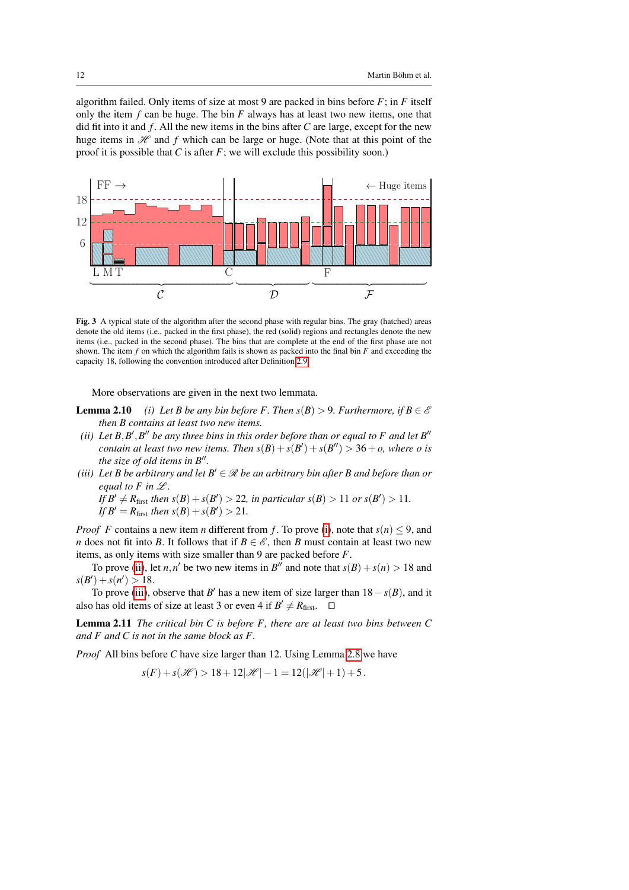algorithm failed. Only items of size at most 9 are packed in bins before $F$; in $F$ itself only the item $f$ can be huge. The bin $F$ always has at least two new items, one that did fit into it and $f$. All the new items in the bins after $C$ are large, except for the new huge items in $\mathscr{H}$ and $f$ which can be large or huge. (Note that at this point of the proof it is possible that $C$ is after $F$; we will exclude this possibility soon.)

**Fig. 3** A typical state of the algorithm after the second phase with regular bins. The gray (hatched) areas denote the old items (i.e., packed in the first phase), the red (solid) regions and rectangles denote the new items (i.e., packed in the second phase). The bins that are complete at the end of the first phase are not shown. The item $f$ on which the algorithm fails is shown as packed into the final bin $F$ and exceeding the capacity 18, following the convention introduced after Definition 2.9.

More observations are given in the next two lemmata.

**Lemma 2.10** *(i) Let $B$ be any bin before $F$. Then $s(B) > 9$. Furthermore, if $B \in \mathscr{E}$ then $B$ contains at least two new items.*

*(ii) Let $B, B', B''$ be any three bins in this order before than or equal to $F$ and let $B''$ contain at least two new items. Then $s(B) + s(B') + s(B'') > 36 + o$, where $o$ is the size of old items in $B''$.*

*(iii) Let $B$ be arbitrary and let $B' \in \mathscr{R}$ be an arbitrary bin after $B$ and before than or equal to $F$ in $\mathscr{L}$.*
*If $B' \neq R_{\text{first}}$ then $s(B) + s(B') > 22$, in particular $s(B) > 11$ or $s(B') > 11$.*
*If $B' = R_{\text{first}}$ then $s(B) + s(B') > 21$.*

*Proof* $F$ contains a new item $n$ different from $f$. To prove (i), note that $s(n) \leq 9$, and $n$ does not fit into $B$. It follows that if $B \in \mathscr{E}$, then $B$ must contain at least two new items, as only items with size smaller than 9 are packed before $F$.

To prove (ii), let $n, n'$ be two new items in $B''$ and note that $s(B) + s(n) > 18$ and $s(B') + s(n') > 18$.

To prove (iii), observe that $B'$ has a new item of size larger than $18 - s(B)$, and it also has old items of size at least 3 or even 4 if $B' \neq R_{\text{first}}$. $\square$

**Lemma 2.11** *The critical bin $C$ is before $F$, there are at least two bins between $C$ and $F$ and $C$ is not in the same block as $F$.*

*Proof* All bins before $C$ have size larger than 12. Using Lemma 2.8 we have

$$s(F) + s(\mathscr{H}) > 18 + 12|\mathscr{H}| - 1 = 12(|\mathscr{H}| + 1) + 5.$$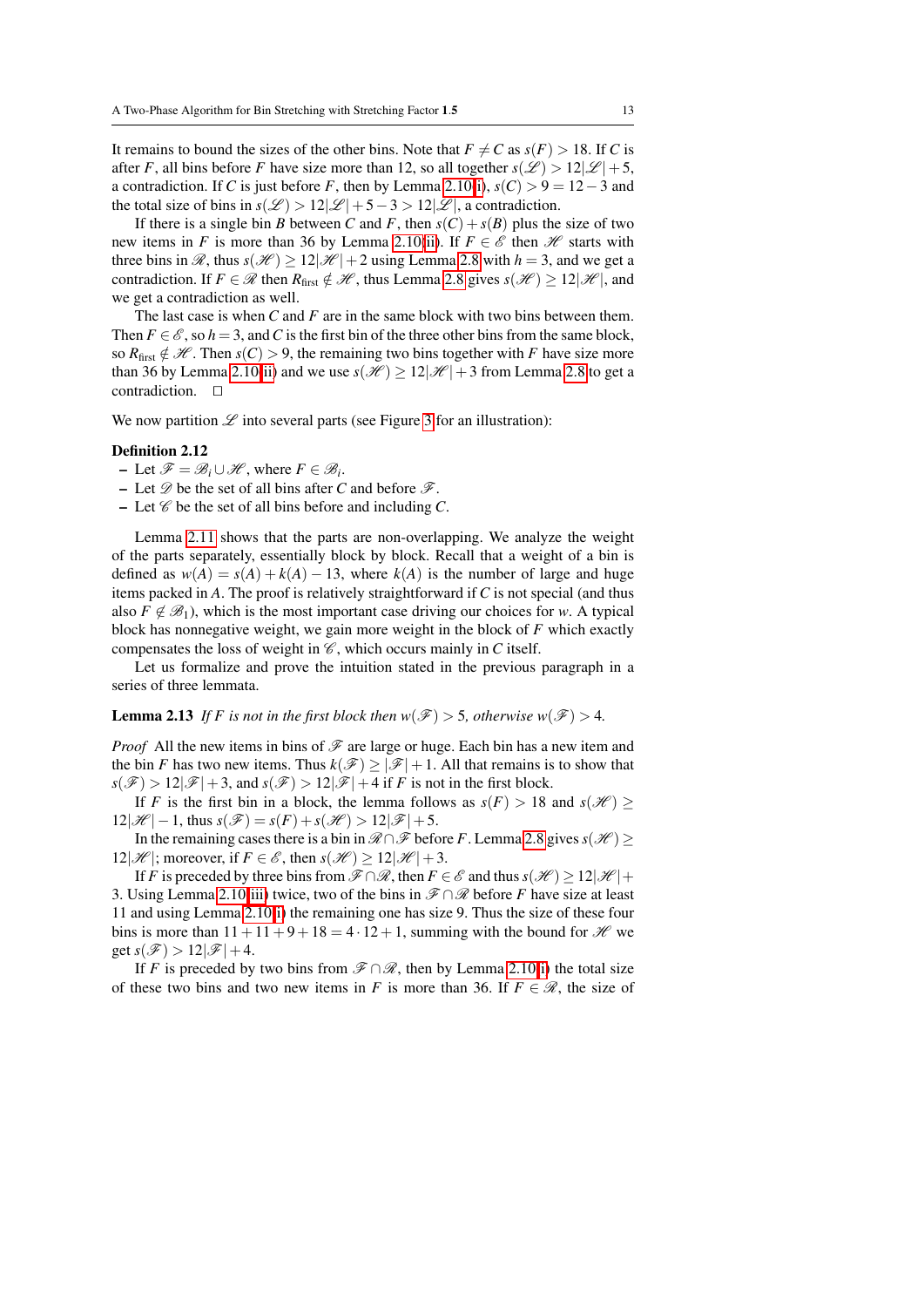It remains to bound the sizes of the other bins. Note that $F \neq C$ as $s(F) > 18$. If $C$ is after $F$, all bins before $F$ have size more than 12, so all together $s(\mathscr{L}) > 12|\mathscr{L}| + 5$, a contradiction. If $C$ is just before $F$, then by Lemma 2.10(i), $s(C) > 9 = 12 - 3$ and the total size of bins in $s(\mathscr{L}) > 12|\mathscr{L}| + 5 - 3 > 12|\mathscr{L}|$, a contradiction.

If there is a single bin $B$ between $C$ and $F$, then $s(C) + s(B)$ plus the size of two new items in $F$ is more than 36 by Lemma 2.10(ii). If $F \in \mathscr{E}$ then $\mathscr{H}$ starts with three bins in $\mathscr{R}$, thus $s(\mathscr{H}) \geq 12|\mathscr{H}| + 2$ using Lemma 2.8 with $h = 3$, and we get a contradiction. If $F \in \mathscr{R}$ then $R_{\text{first}} \notin \mathscr{H}$, thus Lemma 2.8 gives $s(\mathscr{H}) \geq 12|\mathscr{H}|$, and we get a contradiction as well.

The last case is when $C$ and $F$ are in the same block with two bins between them. Then $F \in \mathscr{E}$, so $h = 3$, and $C$ is the first bin of the three other bins from the same block, so $R_{\text{first}} \notin \mathscr{H}$. Then $s(C) > 9$, the remaining two bins together with $F$ have size more than 36 by Lemma 2.10(ii) and we use $s(\mathscr{H}) \geq 12|\mathscr{H}| + 3$ from Lemma 2.8 to get a contradiction. $\square$

We now partition $\mathscr{L}$ into several parts (see Figure 3 for an illustration):

**Definition 2.12**

- Let $\mathscr{F} = \mathscr{B}_i \cup \mathscr{H}$, where $F \in \mathscr{B}_i$.
- Let $\mathscr{D}$ be the set of all bins after $C$ and before $\mathscr{F}$.
- Let $\mathscr{C}$ be the set of all bins before and including $C$.

Lemma 2.11 shows that the parts are non-overlapping. We analyze the weight of the parts separately, essentially block by block. Recall that a weight of a bin is defined as $w(A) = s(A) + k(A) - 13$, where $k(A)$ is the number of large and huge items packed in $A$. The proof is relatively straightforward if $C$ is not special (and thus also $F \notin \mathscr{B}_1$), which is the most important case driving our choices for $w$. A typical block has nonnegative weight, we gain more weight in the block of $F$ which exactly compensates the loss of weight in $\mathscr{C}$, which occurs mainly in $C$ itself.

Let us formalize and prove the intuition stated in the previous paragraph in a series of three lemmata.

**Lemma 2.13** *If $F$ is not in the first block then $w(\mathscr{F}) > 5$, otherwise $w(\mathscr{F}) > 4$.*

*Proof* All the new items in bins of $\mathscr{F}$ are large or huge. Each bin has a new item and the bin $F$ has two new items. Thus $k(\mathscr{F}) \geq |\mathscr{F}| + 1$. All that remains is to show that $s(\mathscr{F}) > 12|\mathscr{F}| + 3$, and $s(\mathscr{F}) > 12|\mathscr{F}| + 4$ if $F$ is not in the first block.

If $F$ is the first bin in a block, the lemma follows as $s(F) > 18$ and $s(\mathscr{H}) \geq 12|\mathscr{H}| - 1$, thus $s(\mathscr{F}) = s(F) + s(\mathscr{H}) > 12|\mathscr{F}| + 5$.

In the remaining cases there is a bin in $\mathscr{R} \cap \mathscr{F}$ before $F$. Lemma 2.8 gives $s(\mathscr{H}) \geq 12|\mathscr{H}|$; moreover, if $F \in \mathscr{E}$, then $s(\mathscr{H}) \geq 12|\mathscr{H}| + 3$.

If $F$ is preceded by three bins from $\mathscr{F} \cap \mathscr{R}$, then $F \in \mathscr{E}$ and thus $s(\mathscr{H}) \geq 12|\mathscr{H}| + 3$. Using Lemma 2.10(iii) twice, two of the bins in $\mathscr{F} \cap \mathscr{R}$ before $F$ have size at least 11 and using Lemma 2.10(i) the remaining one has size 9. Thus the size of these four bins is more than $11 + 11 + 9 + 18 = 4 \cdot 12 + 1$, summing with the bound for $\mathscr{H}$ we get $s(\mathscr{F}) > 12|\mathscr{F}| + 4$.

If $F$ is preceded by two bins from $\mathscr{F} \cap \mathscr{R}$, then by Lemma 2.10(i) the total size of these two bins and two new items in $F$ is more than 36. If $F \in \mathscr{R}$, the size of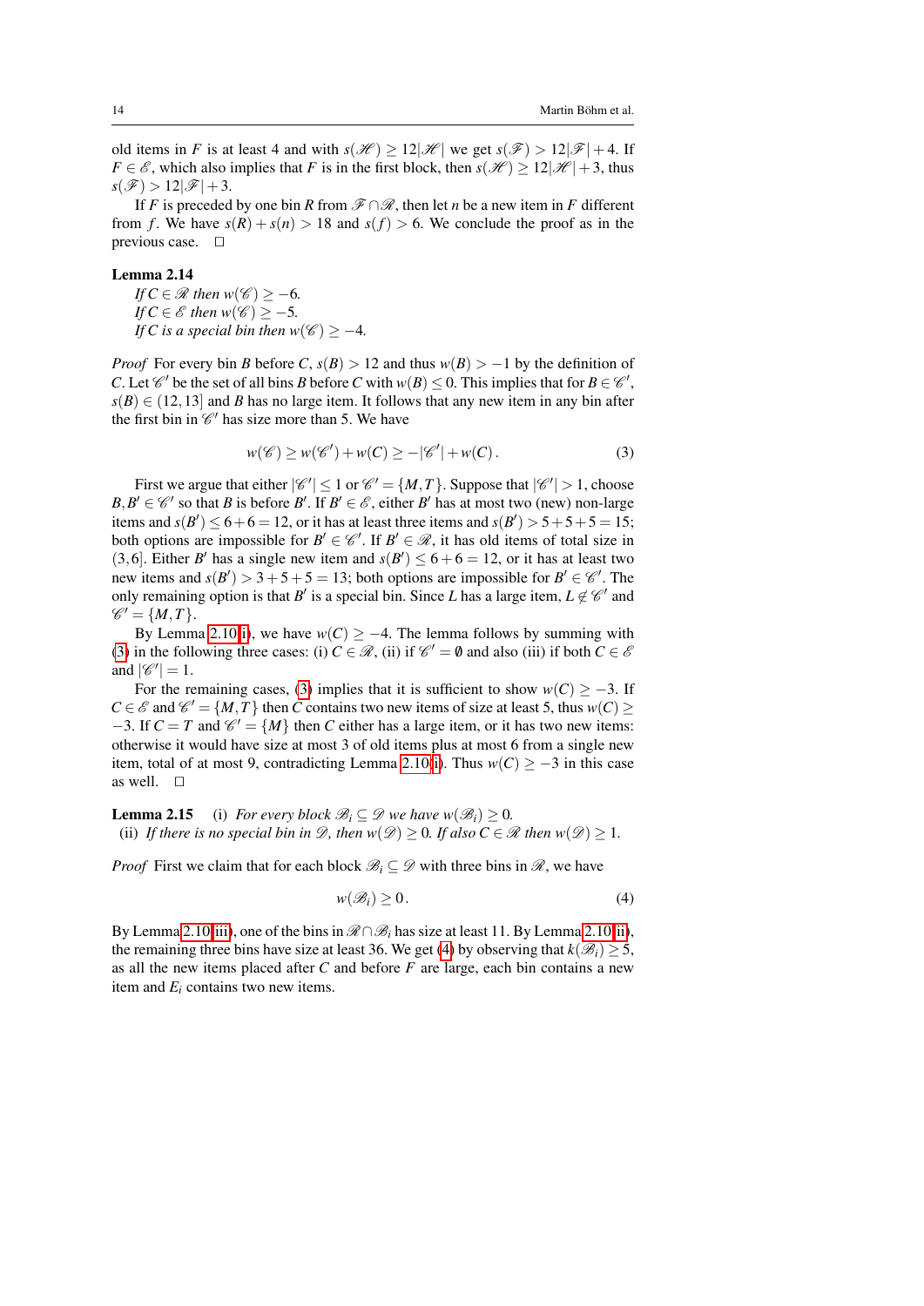old items in $F$ is at least 4 and with $s(\mathscr{H}) \geq 12|\mathscr{H}|$ we get $s(\mathscr{F}) > 12|\mathscr{F}|+4$. If $F \in \mathscr{E}$, which also implies that $F$ is in the first block, then $s(\mathscr{H}) \geq 12|\mathscr{H}|+3$, thus $s(\mathscr{F}) > 12|\mathscr{F}|+3$.

If $F$ is preceded by one bin $R$ from $\mathscr{F} \cap \mathscr{R}$, then let $n$ be a new item in $F$ different from $f$. We have $s(R)+s(n) > 18$ and $s(f) > 6$. We conclude the proof as in the previous case. $\square$

**Lemma 2.14**
*If $C \in \mathscr{R}$ then $w(\mathscr{C}) \geq -6$.*
*If $C \in \mathscr{E}$ then $w(\mathscr{C}) \geq -5$.*
*If $C$ is a special bin then $w(\mathscr{C}) \geq -4$.*

*Proof* For every bin $B$ before $C$, $s(B) > 12$ and thus $w(B) > -1$ by the definition of $C$. Let $\mathscr{C}'$ be the set of all bins $B$ before $C$ with $w(B) \leq 0$. This implies that for $B \in \mathscr{C}'$, $s(B) \in (12,13]$ and $B$ has no large item. It follows that any new item in any bin after the first bin in $\mathscr{C}'$ has size more than 5. We have

$$w(\mathscr{C}) \geq w(\mathscr{C}') + w(C) \geq -|\mathscr{C}'| + w(C)\,. \tag{3}$$

First we argue that either $|\mathscr{C}'| \leq 1$ or $\mathscr{C}' = \{M,T\}$. Suppose that $|\mathscr{C}'| > 1$, choose $B, B' \in \mathscr{C}'$ so that $B$ is before $B'$. If $B' \in \mathscr{E}$, either $B'$ has at most two (new) non-large items and $s(B') \leq 6+6 = 12$, or it has at least three items and $s(B') > 5+5+5 = 15$; both options are impossible for $B' \in \mathscr{C}'$. If $B' \in \mathscr{R}$, it has old items of total size in $(3,6]$. Either $B'$ has a single new item and $s(B') \leq 6+6 = 12$, or it has at least two new items and $s(B') > 3+5+5 = 13$; both options are impossible for $B' \in \mathscr{C}'$. The only remaining option is that $B'$ is a special bin. Since $L$ has a large item, $L \notin \mathscr{C}'$ and $\mathscr{C}' = \{M,T\}$.

By Lemma 2.10(i), we have $w(C) \geq -4$. The lemma follows by summing with (3) in the following three cases: (i) $C \in \mathscr{R}$, (ii) if $\mathscr{C}' = \emptyset$ and also (iii) if both $C \in \mathscr{E}$ and $|\mathscr{C}'| = 1$.

For the remaining cases, (3) implies that it is sufficient to show $w(C) \geq -3$. If $C \in \mathscr{E}$ and $\mathscr{C}' = \{M,T\}$ then $C$ contains two new items of size at least 5, thus $w(C) \geq -3$. If $C = T$ and $\mathscr{C}' = \{M\}$ then $C$ either has a large item, or it has two new items: otherwise it would have size at most 3 of old items plus at most 6 from a single new item, total of at most 9, contradicting Lemma 2.10(i). Thus $w(C) \geq -3$ in this case as well. $\square$

**Lemma 2.15** (i) *For every block $\mathscr{B}_i \subseteq \mathscr{D}$ we have $w(\mathscr{B}_i) \geq 0$.*
(ii) *If there is no special bin in $\mathscr{D}$, then $w(\mathscr{D}) \geq 0$. If also $C \in \mathscr{R}$ then $w(\mathscr{D}) \geq 1$.*

*Proof* First we claim that for each block $\mathscr{B}_i \subseteq \mathscr{D}$ with three bins in $\mathscr{R}$, we have

$$w(\mathscr{B}_i) \geq 0\,. \tag{4}$$

By Lemma 2.10(iii), one of the bins in $\mathscr{R} \cap \mathscr{B}_i$ has size at least 11. By Lemma 2.10(ii), the remaining three bins have size at least 36. We get (4) by observing that $k(\mathscr{B}_i) \geq 5$, as all the new items placed after $C$ and before $F$ are large, each bin contains a new item and $E_i$ contains two new items.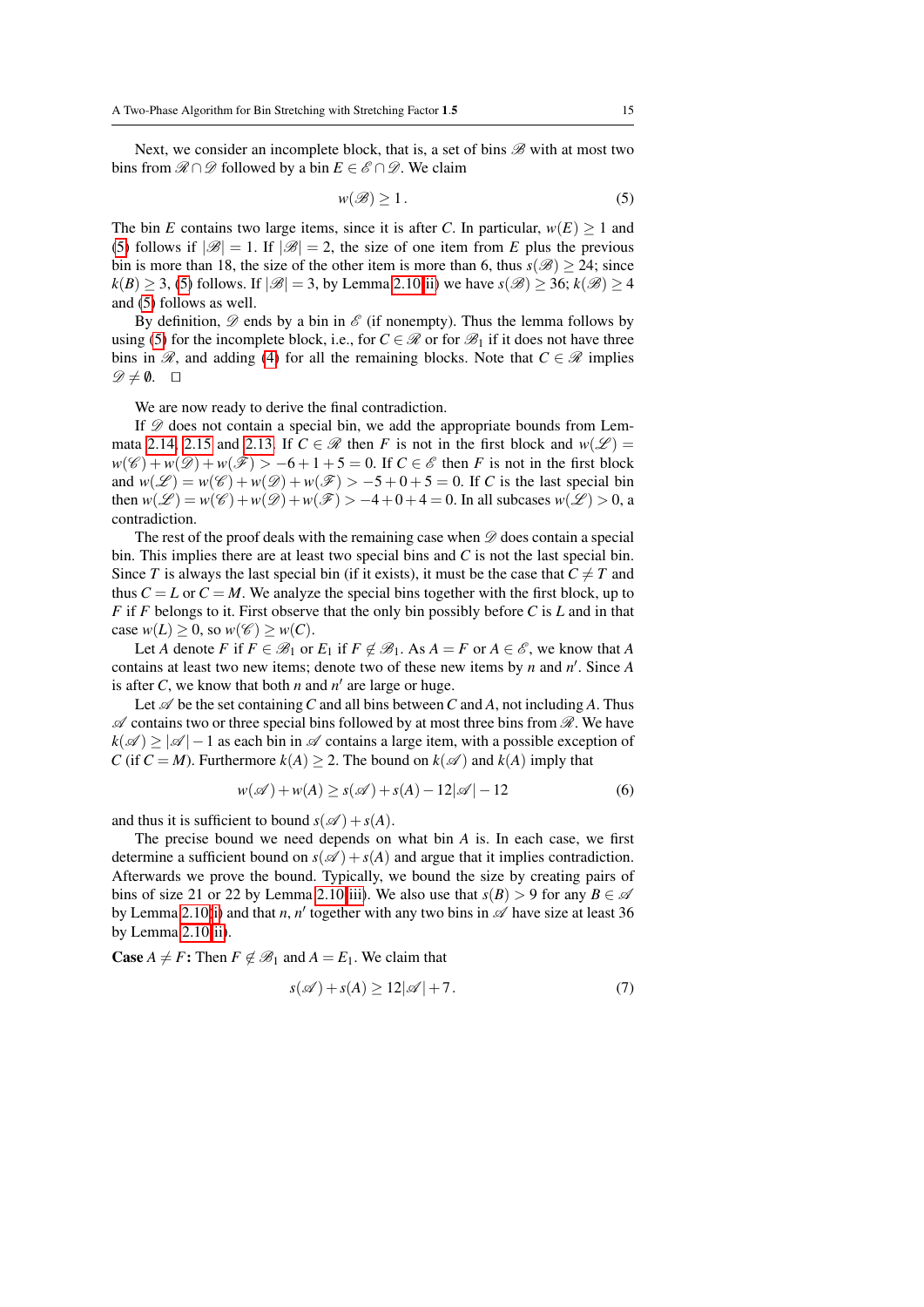Next, we consider an incomplete block, that is, a set of bins $\mathscr{B}$ with at most two bins from $\mathscr{R} \cap \mathscr{D}$ followed by a bin $E \in \mathscr{E} \cap \mathscr{D}$. We claim

$$w(\mathscr{B}) \geq 1\,. \tag{5}$$

The bin $E$ contains two large items, since it is after $C$. In particular, $w(E) \geq 1$ and (5) follows if $|\mathscr{B}| = 1$. If $|\mathscr{B}| = 2$, the size of one item from $E$ plus the previous bin is more than 18, the size of the other item is more than 6, thus $s(\mathscr{B}) \geq 24$; since $k(B) \geq 3$, (5) follows. If $|\mathscr{B}| = 3$, by Lemma 2.10(ii) we have $s(\mathscr{B}) \geq 36$; $k(\mathscr{B}) \geq 4$ and (5) follows as well.

By definition, $\mathscr{D}$ ends by a bin in $\mathscr{E}$ (if nonempty). Thus the lemma follows by using (5) for the incomplete block, i.e., for $C \in \mathscr{R}$ or for $\mathscr{B}_1$ if it does not have three bins in $\mathscr{R}$, and adding (4) for all the remaining blocks. Note that $C \in \mathscr{R}$ implies $\mathscr{D} \neq \emptyset$. $\square$

We are now ready to derive the final contradiction.

If $\mathscr{D}$ does not contain a special bin, we add the appropriate bounds from Lemmata 2.14, 2.15 and 2.13. If $C \in \mathscr{R}$ then $F$ is not in the first block and $w(\mathscr{L}) = w(\mathscr{C}) + w(\mathscr{D}) + w(\mathscr{F}) > -6 + 1 + 5 = 0$. If $C \in \mathscr{E}$ then $F$ is not in the first block and $w(\mathscr{L}) = w(\mathscr{C}) + w(\mathscr{D}) + w(\mathscr{F}) > -5 + 0 + 5 = 0$. If $C$ is the last special bin then $w(\mathscr{L}) = w(\mathscr{C}) + w(\mathscr{D}) + w(\mathscr{F}) > -4 + 0 + 4 = 0$. In all subcases $w(\mathscr{L}) > 0$, a contradiction.

The rest of the proof deals with the remaining case when $\mathscr{D}$ does contain a special bin. This implies there are at least two special bins and $C$ is not the last special bin. Since $T$ is always the last special bin (if it exists), it must be the case that $C \neq T$ and thus $C = L$ or $C = M$. We analyze the special bins together with the first block, up to $F$ if $F$ belongs to it. First observe that the only bin possibly before $C$ is $L$ and in that case $w(L) \geq 0$, so $w(\mathscr{C}) \geq w(C)$.

Let $A$ denote $F$ if $F \in \mathscr{B}_1$ or $E_1$ if $F \notin \mathscr{B}_1$. As $A = F$ or $A \in \mathscr{E}$, we know that $A$ contains at least two new items; denote two of these new items by $n$ and $n'$. Since $A$ is after $C$, we know that both $n$ and $n'$ are large or huge.

Let $\mathscr{A}$ be the set containing $C$ and all bins between $C$ and $A$, not including $A$. Thus $\mathscr{A}$ contains two or three special bins followed by at most three bins from $\mathscr{R}$. We have $k(\mathscr{A}) \geq |\mathscr{A}| - 1$ as each bin in $\mathscr{A}$ contains a large item, with a possible exception of $C$ (if $C = M$). Furthermore $k(A) \geq 2$. The bound on $k(\mathscr{A})$ and $k(A)$ imply that

$$w(\mathscr{A}) + w(A) \geq s(\mathscr{A}) + s(A) - 12|\mathscr{A}| - 12 \tag{6}$$

and thus it is sufficient to bound $s(\mathscr{A}) + s(A)$.

The precise bound we need depends on what bin $A$ is. In each case, we first determine a sufficient bound on $s(\mathscr{A}) + s(A)$ and argue that it implies contradiction. Afterwards we prove the bound. Typically, we bound the size by creating pairs of bins of size 21 or 22 by Lemma 2.10(iii). We also use that $s(B) > 9$ for any $B \in \mathscr{A}$ by Lemma 2.10(i) and that $n$, $n'$ together with any two bins in $\mathscr{A}$ have size at least 36 by Lemma 2.10(ii).

**Case $A \neq F$:** Then $F \notin \mathscr{B}_1$ and $A = E_1$. We claim that

$$s(\mathscr{A}) + s(A) \geq 12|\mathscr{A}| + 7\,. \tag{7}$$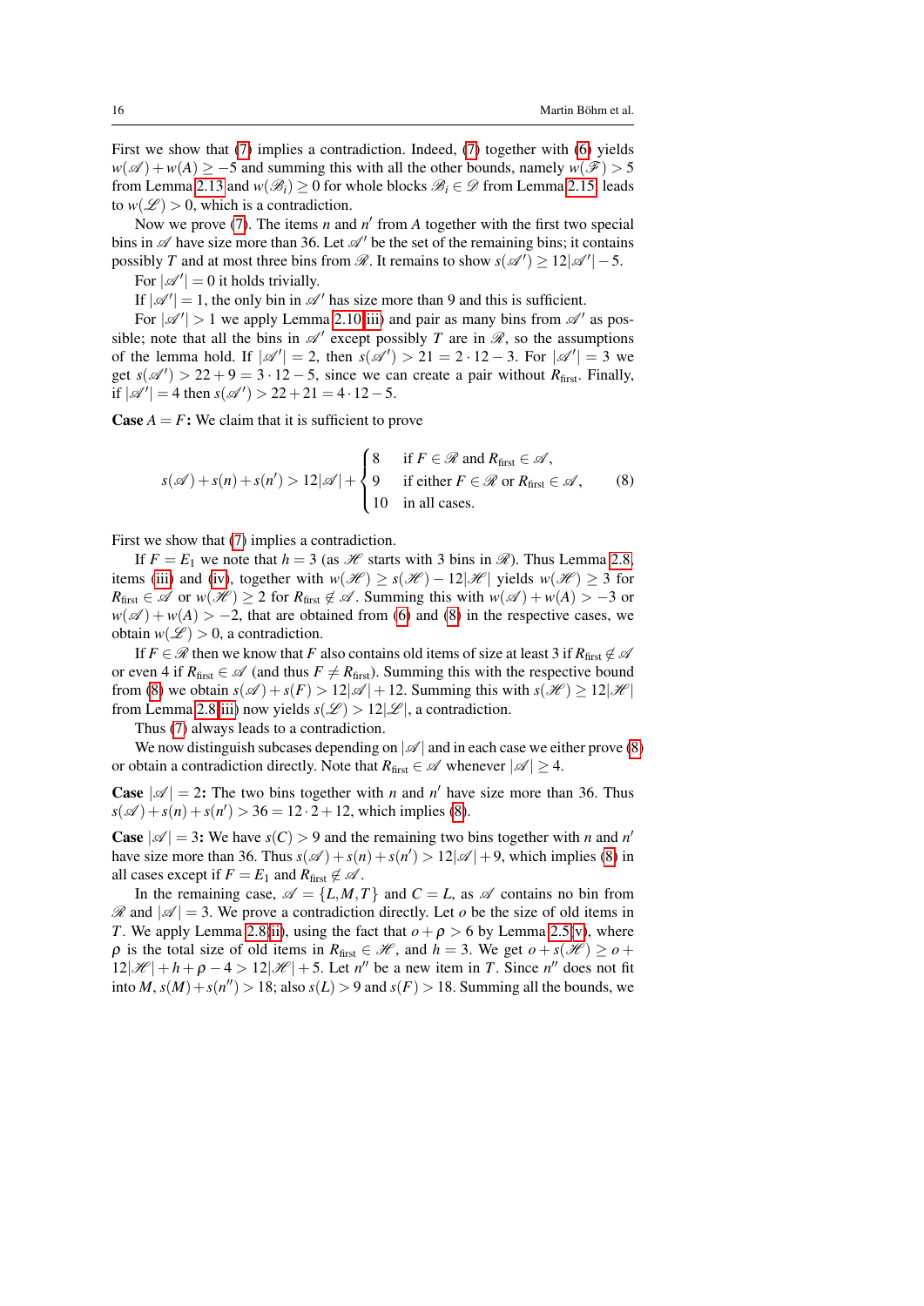First we show that (7) implies a contradiction. Indeed, (7) together with (6) yields $w(\mathscr{A}) + w(A) \geq -5$ and summing this with all the other bounds, namely $w(\mathscr{F}) > 5$ from Lemma 2.13 and $w(\mathscr{B}_i) \geq 0$ for whole blocks $\mathscr{B}_i \in \mathscr{D}$ from Lemma 2.15, leads to $w(\mathscr{L}) > 0$, which is a contradiction.

Now we prove (7). The items $n$ and $n'$ from $A$ together with the first two special bins in $\mathscr{A}$ have size more than 36. Let $\mathscr{A}'$ be the set of the remaining bins; it contains possibly $T$ and at most three bins from $\mathscr{R}$. It remains to show $s(\mathscr{A}') \geq 12|\mathscr{A}'| - 5$.

For $|\mathscr{A}'| = 0$ it holds trivially.

If $|\mathscr{A}'| = 1$, the only bin in $\mathscr{A}'$ has size more than 9 and this is sufficient.

For $|\mathscr{A}'| > 1$ we apply Lemma 2.10(iii) and pair as many bins from $\mathscr{A}'$ as possible; note that all the bins in $\mathscr{A}'$ except possibly $T$ are in $\mathscr{R}$, so the assumptions of the lemma hold. If $|\mathscr{A}'| = 2$, then $s(\mathscr{A}') > 21 = 2 \cdot 12 - 3$. For $|\mathscr{A}'| = 3$ we get $s(\mathscr{A}') > 22 + 9 = 3 \cdot 12 - 5$, since we can create a pair without $R_{\text{first}}$. Finally, if $|\mathscr{A}'| = 4$ then $s(\mathscr{A}') > 22 + 21 = 4 \cdot 12 - 5$.

**Case $A = F$:** We claim that it is sufficient to prove

$$s(\mathscr{A}) + s(n) + s(n') > 12|\mathscr{A}| + \begin{cases} 8 & \text{if } F \in \mathscr{R} \text{ and } R_{\text{first}} \in \mathscr{A}, \\ 9 & \text{if either } F \in \mathscr{R} \text{ or } R_{\text{first}} \in \mathscr{A}, \\ 10 & \text{in all cases.} \end{cases} \tag{8}$$

First we show that (7) implies a contradiction.

If $F = E_1$ we note that $h = 3$ (as $\mathscr{H}$ starts with 3 bins in $\mathscr{R}$). Thus Lemma 2.8, items (iii) and (iv), together with $w(\mathscr{H}) \geq s(\mathscr{H}) - 12|\mathscr{H}|$ yields $w(\mathscr{H}) \geq 3$ for $R_{\text{first}} \in \mathscr{A}$ or $w(\mathscr{H}) \geq 2$ for $R_{\text{first}} \notin \mathscr{A}$. Summing this with $w(\mathscr{A}) + w(A) > -3$ or $w(\mathscr{A}) + w(A) > -2$, that are obtained from (6) and (8) in the respective cases, we obtain $w(\mathscr{L}) > 0$, a contradiction.

If $F \in \mathscr{R}$ then we know that $F$ also contains old items of size at least 3 if $R_{\text{first}} \notin \mathscr{A}$ or even 4 if $R_{\text{first}} \in \mathscr{A}$ (and thus $F \neq R_{\text{first}}$). Summing this with the respective bound from (8) we obtain $s(\mathscr{A}) + s(F) > 12|\mathscr{A}| + 12$. Summing this with $s(\mathscr{H}) \geq 12|\mathscr{H}|$ from Lemma 2.8(iii) now yields $s(\mathscr{L}) > 12|\mathscr{L}|$, a contradiction.

Thus (7) always leads to a contradiction.

We now distinguish subcases depending on $|\mathscr{A}|$ and in each case we either prove (8) or obtain a contradiction directly. Note that $R_{\text{first}} \in \mathscr{A}$ whenever $|\mathscr{A}| \geq 4$.

**Case $|\mathscr{A}| = 2$:** The two bins together with $n$ and $n'$ have size more than 36. Thus $s(\mathscr{A}) + s(n) + s(n') > 36 = 12 \cdot 2 + 12$, which implies (8).

**Case $|\mathscr{A}| = 3$:** We have $s(C) > 9$ and the remaining two bins together with $n$ and $n'$ have size more than 36. Thus $s(\mathscr{A}) + s(n) + s(n') > 12|\mathscr{A}| + 9$, which implies (8) in all cases except if $F = E_1$ and $R_{\text{first}} \notin \mathscr{A}$.

In the remaining case, $\mathscr{A} = \{L, M, T\}$ and $C = L$, as $\mathscr{A}$ contains no bin from $\mathscr{R}$ and $|\mathscr{A}| = 3$. We prove a contradiction directly. Let $o$ be the size of old items in $T$. We apply Lemma 2.8(ii), using the fact that $o + \rho > 6$ by Lemma 2.5(v), where $\rho$ is the total size of old items in $R_{\text{first}} \in \mathscr{H}$, and $h = 3$. We get $o + s(\mathscr{H}) \geq o + 12|\mathscr{H}| + h + \rho - 4 > 12|\mathscr{H}| + 5$. Let $n''$ be a new item in $T$. Since $n''$ does not fit into $M$, $s(M) + s(n'') > 18$; also $s(L) > 9$ and $s(F) > 18$. Summing all the bounds, we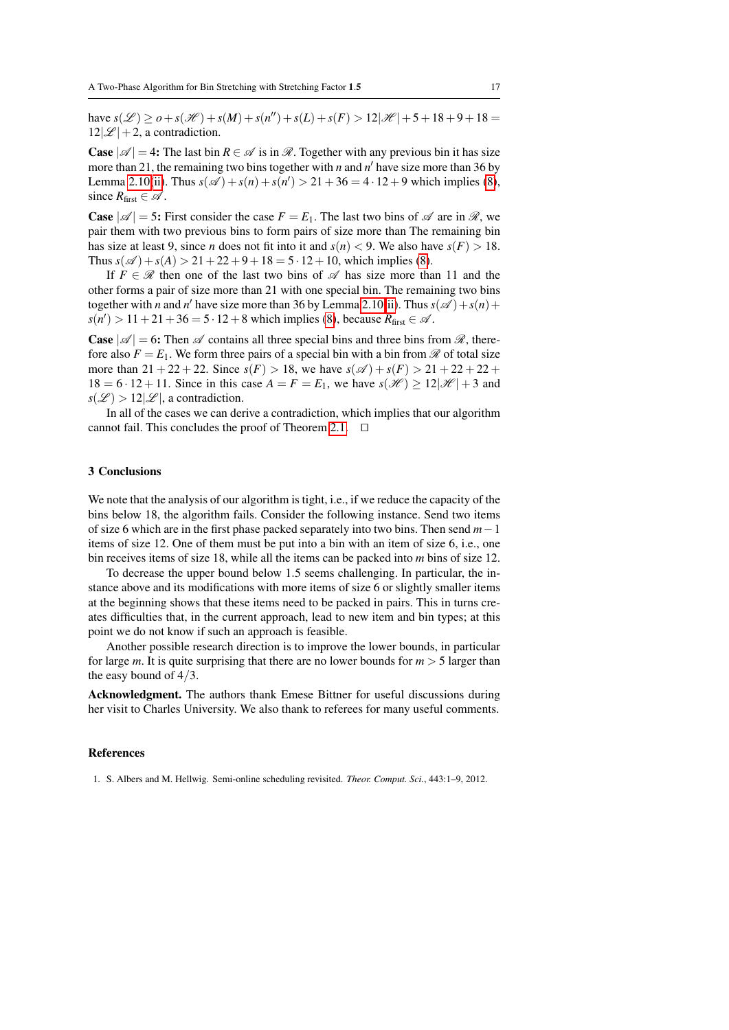have $s(\mathscr{L}) \geq o + s(\mathscr{H}) + s(M) + s(n'') + s(L) + s(F) > 12|\mathscr{H}| + 5 + 18 + 9 + 18 = 12|\mathscr{L}| + 2$, a contradiction.

**Case $|\mathscr{A}| = 4$:** The last bin $R \in \mathscr{A}$ is in $\mathscr{R}$. Together with any previous bin it has size more than 21, the remaining two bins together with $n$ and $n'$ have size more than 36 by Lemma 2.10(ii). Thus $s(\mathscr{A}) + s(n) + s(n') > 21 + 36 = 4 \cdot 12 + 9$ which implies (8), since $R_{\text{first}} \in \mathscr{A}$.

**Case $|\mathscr{A}| = 5$:** First consider the case $F = E_1$. The last two bins of $\mathscr{A}$ are in $\mathscr{R}$, we pair them with two previous bins to form pairs of size more than The remaining bin has size at least 9, since $n$ does not fit into it and $s(n) < 9$. We also have $s(F) > 18$. Thus $s(\mathscr{A}) + s(A) > 21 + 22 + 9 + 18 = 5 \cdot 12 + 10$, which implies (8).

If $F \in \mathscr{R}$ then one of the last two bins of $\mathscr{A}$ has size more than 11 and the other forms a pair of size more than 21 with one special bin. The remaining two bins together with $n$ and $n'$ have size more than 36 by Lemma 2.10(ii). Thus $s(\mathscr{A}) + s(n) + s(n') > 11 + 21 + 36 = 5 \cdot 12 + 8$ which implies (8), because $R_{\text{first}} \in \mathscr{A}$.

**Case $|\mathscr{A}| = 6$:** Then $\mathscr{A}$ contains all three special bins and three bins from $\mathscr{R}$, therefore also $F = E_1$. We form three pairs of a special bin with a bin from $\mathscr{R}$ of total size more than $21 + 22 + 22$. Since $s(F) > 18$, we have $s(\mathscr{A}) + s(F) > 21 + 22 + 22 + 18 = 6 \cdot 12 + 11$. Since in this case $A = F = E_1$, we have $s(\mathscr{H}) \geq 12|\mathscr{H}| + 3$ and $s(\mathscr{L}) > 12|\mathscr{L}|$, a contradiction.

In all of the cases we can derive a contradiction, which implies that our algorithm cannot fail. This concludes the proof of Theorem 2.1. $\square$

## 3 Conclusions

We note that the analysis of our algorithm is tight, i.e., if we reduce the capacity of the bins below 18, the algorithm fails. Consider the following instance. Send two items of size 6 which are in the first phase packed separately into two bins. Then send $m-1$ items of size 12. One of them must be put into a bin with an item of size 6, i.e., one bin receives items of size 18, while all the items can be packed into $m$ bins of size 12.

To decrease the upper bound below 1.5 seems challenging. In particular, the instance above and its modifications with more items of size 6 or slightly smaller items at the beginning shows that these items need to be packed in pairs. This in turns creates difficulties that, in the current approach, lead to new item and bin types; at this point we do not know if such an approach is feasible.

Another possible research direction is to improve the lower bounds, in particular for large $m$. It is quite surprising that there are no lower bounds for $m > 5$ larger than the easy bound of $4/3$.

**Acknowledgment.** The authors thank Emese Bittner for useful discussions during her visit to Charles University. We also thank to referees for many useful comments.

## References

1. S. Albers and M. Hellwig. Semi-online scheduling revisited. *Theor. Comput. Sci.*, 443:1–9, 2012.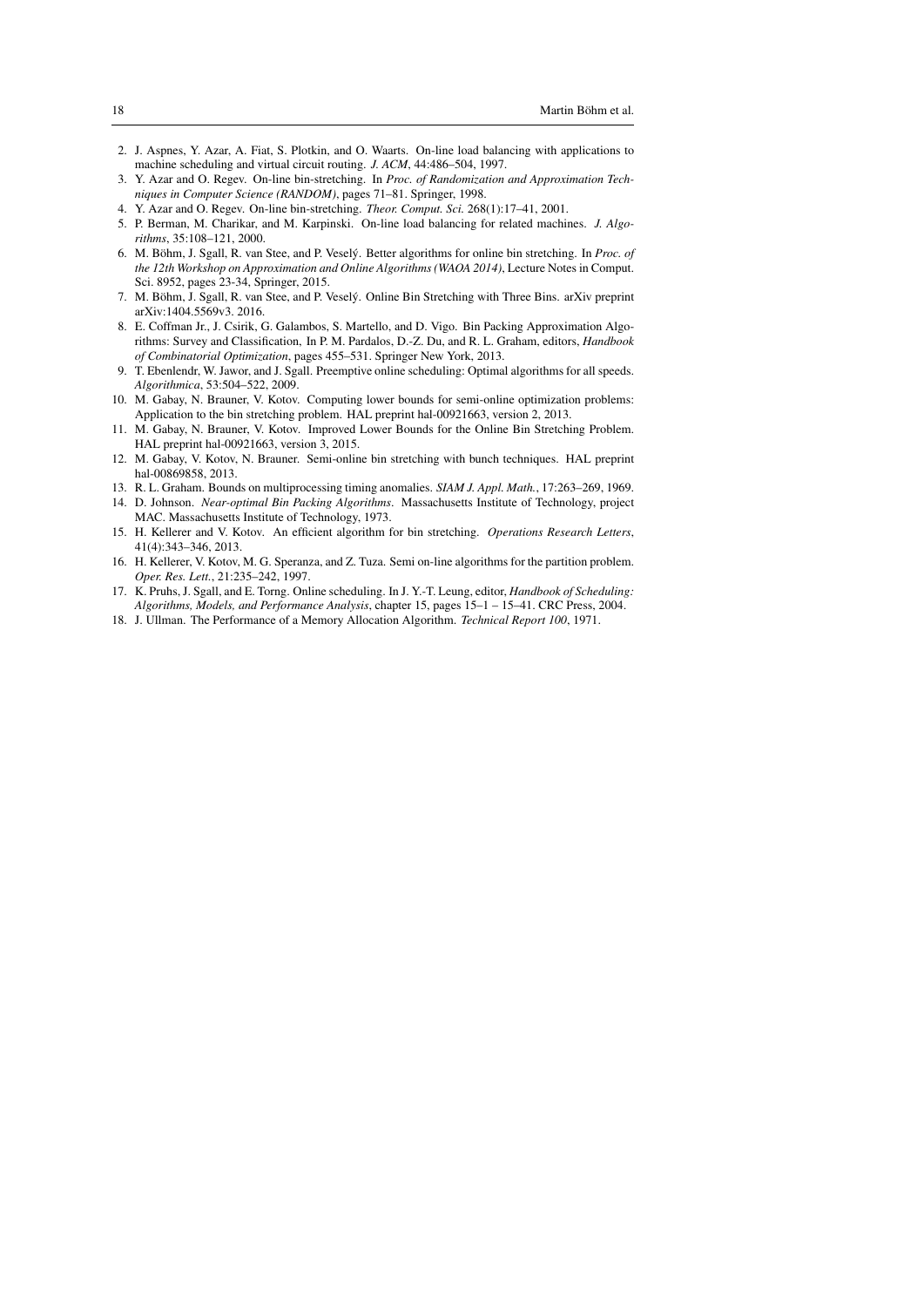2. J. Aspnes, Y. Azar, A. Fiat, S. Plotkin, and O. Waarts. On-line load balancing with applications to machine scheduling and virtual circuit routing. *J. ACM*, 44:486–504, 1997.
3. Y. Azar and O. Regev. On-line bin-stretching. In *Proc. of Randomization and Approximation Techniques in Computer Science (RANDOM)*, pages 71–81. Springer, 1998.
4. Y. Azar and O. Regev. On-line bin-stretching. *Theor. Comput. Sci.* 268(1):17–41, 2001.
5. P. Berman, M. Charikar, and M. Karpinski. On-line load balancing for related machines. *J. Algorithms*, 35:108–121, 2000.
6. M. Böhm, J. Sgall, R. van Stee, and P. Veselý. Better algorithms for online bin stretching. In *Proc. of the 12th Workshop on Approximation and Online Algorithms (WAOA 2014)*, Lecture Notes in Comput. Sci. 8952, pages 23-34, Springer, 2015.
7. M. Böhm, J. Sgall, R. van Stee, and P. Veselý. Online Bin Stretching with Three Bins. arXiv preprint arXiv:1404.5569v3. 2016.
8. E. Coffman Jr., J. Csirik, G. Galambos, S. Martello, and D. Vigo. Bin Packing Approximation Algorithms: Survey and Classification, In P. M. Pardalos, D.-Z. Du, and R. L. Graham, editors, *Handbook of Combinatorial Optimization*, pages 455–531. Springer New York, 2013.
9. T. Ebenlendr, W. Jawor, and J. Sgall. Preemptive online scheduling: Optimal algorithms for all speeds. *Algorithmica*, 53:504–522, 2009.
10. M. Gabay, N. Brauner, V. Kotov. Computing lower bounds for semi-online optimization problems: Application to the bin stretching problem. HAL preprint hal-00921663, version 2, 2013.
11. M. Gabay, N. Brauner, V. Kotov. Improved Lower Bounds for the Online Bin Stretching Problem. HAL preprint hal-00921663, version 3, 2015.
12. M. Gabay, V. Kotov, N. Brauner. Semi-online bin stretching with bunch techniques. HAL preprint hal-00869858, 2013.
13. R. L. Graham. Bounds on multiprocessing timing anomalies. *SIAM J. Appl. Math.*, 17:263–269, 1969.
14. D. Johnson. *Near-optimal Bin Packing Algorithms*. Massachusetts Institute of Technology, project MAC. Massachusetts Institute of Technology, 1973.
15. H. Kellerer and V. Kotov. An efficient algorithm for bin stretching. *Operations Research Letters*, 41(4):343–346, 2013.
16. H. Kellerer, V. Kotov, M. G. Speranza, and Z. Tuza. Semi on-line algorithms for the partition problem. *Oper. Res. Lett.*, 21:235–242, 1997.
17. K. Pruhs, J. Sgall, and E. Torng. Online scheduling. In J. Y.-T. Leung, editor, *Handbook of Scheduling: Algorithms, Models, and Performance Analysis*, chapter 15, pages 15–1 – 15–41. CRC Press, 2004.
18. J. Ullman. The Performance of a Memory Allocation Algorithm. *Technical Report 100*, 1971.